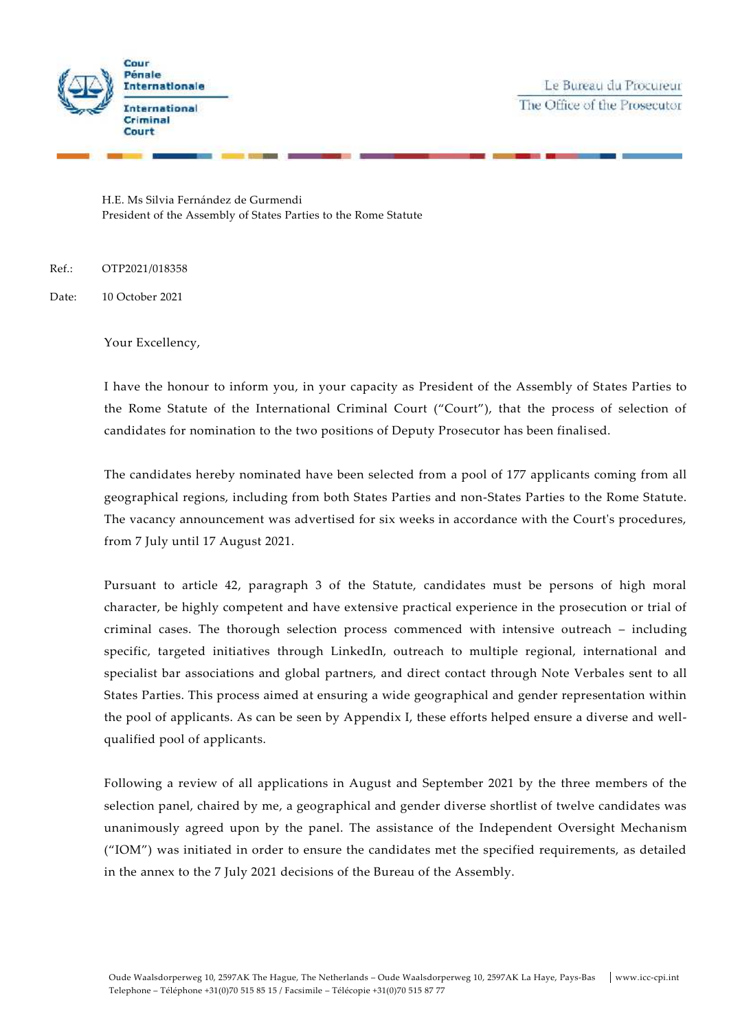Cour Pénale Internationale

International Criminal Court

Le Bureau du Procureur

The Office of the Prosecutor

H.E. Ms Silvia Fernández de Gurmendi
President of the Assembly of States Parties to the Rome Statute

Ref.: OTP2021/018358

Date: 10 October 2021

Your Excellency,

I have the honour to inform you, in your capacity as President of the Assembly of States Parties to the Rome Statute of the International Criminal Court ("Court"), that the process of selection of candidates for nomination to the two positions of Deputy Prosecutor has been finalised.

The candidates hereby nominated have been selected from a pool of 177 applicants coming from all geographical regions, including from both States Parties and non-States Parties to the Rome Statute. The vacancy announcement was advertised for six weeks in accordance with the Court's procedures, from 7 July until 17 August 2021.

Pursuant to article 42, paragraph 3 of the Statute, candidates must be persons of high moral character, be highly competent and have extensive practical experience in the prosecution or trial of criminal cases. The thorough selection process commenced with intensive outreach – including specific, targeted initiatives through LinkedIn, outreach to multiple regional, international and specialist bar associations and global partners, and direct contact through Note Verbales sent to all States Parties. This process aimed at ensuring a wide geographical and gender representation within the pool of applicants. As can be seen by Appendix I, these efforts helped ensure a diverse and well-qualified pool of applicants.

Following a review of all applications in August and September 2021 by the three members of the selection panel, chaired by me, a geographical and gender diverse shortlist of twelve candidates was unanimously agreed upon by the panel. The assistance of the Independent Oversight Mechanism ("IOM") was initiated in order to ensure the candidates met the specified requirements, as detailed in the annex to the 7 July 2021 decisions of the Bureau of the Assembly.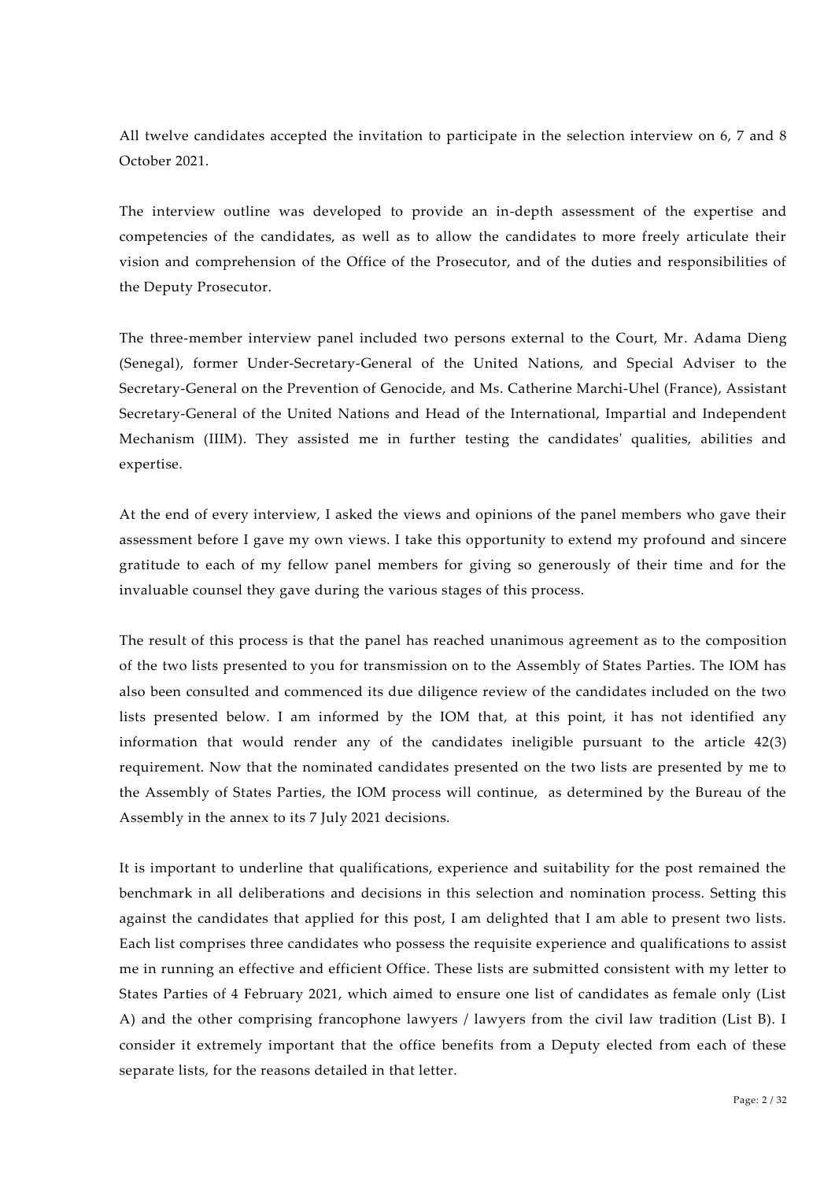All twelve candidates accepted the invitation to participate in the selection interview on 6, 7 and 8 October 2021.

The interview outline was developed to provide an in-depth assessment of the expertise and competencies of the candidates, as well as to allow the candidates to more freely articulate their vision and comprehension of the Office of the Prosecutor, and of the duties and responsibilities of the Deputy Prosecutor.

The three-member interview panel included two persons external to the Court, Mr. Adama Dieng (Senegal), former Under-Secretary-General of the United Nations, and Special Adviser to the Secretary-General on the Prevention of Genocide, and Ms. Catherine Marchi-Uhel (France), Assistant Secretary-General of the United Nations and Head of the International, Impartial and Independent Mechanism (IIIM). They assisted me in further testing the candidates' qualities, abilities and expertise.

At the end of every interview, I asked the views and opinions of the panel members who gave their assessment before I gave my own views. I take this opportunity to extend my profound and sincere gratitude to each of my fellow panel members for giving so generously of their time and for the invaluable counsel they gave during the various stages of this process.

The result of this process is that the panel has reached unanimous agreement as to the composition of the two lists presented to you for transmission on to the Assembly of States Parties. The IOM has also been consulted and commenced its due diligence review of the candidates included on the two lists presented below. I am informed by the IOM that, at this point, it has not identified any information that would render any of the candidates ineligible pursuant to the article 42(3) requirement. Now that the nominated candidates presented on the two lists are presented by me to the Assembly of States Parties, the IOM process will continue, as determined by the Bureau of the Assembly in the annex to its 7 July 2021 decisions.

It is important to underline that qualifications, experience and suitability for the post remained the benchmark in all deliberations and decisions in this selection and nomination process. Setting this against the candidates that applied for this post, I am delighted that I am able to present two lists. Each list comprises three candidates who possess the requisite experience and qualifications to assist me in running an effective and efficient Office. These lists are submitted consistent with my letter to States Parties of 4 February 2021, which aimed to ensure one list of candidates as female only (List A) and the other comprising francophone lawyers / lawyers from the civil law tradition (List B). I consider it extremely important that the office benefits from a Deputy elected from each of these separate lists, for the reasons detailed in that letter.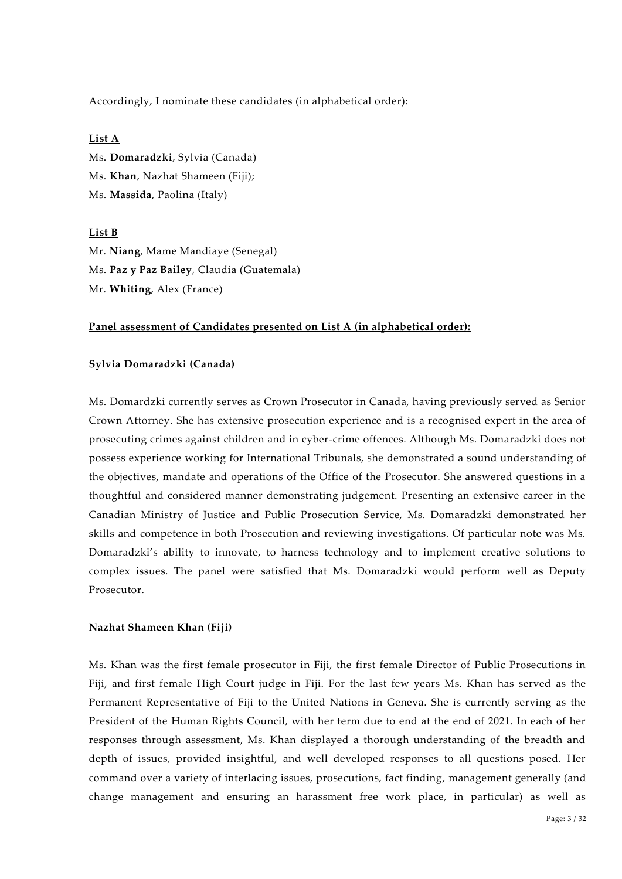Accordingly, I nominate these candidates (in alphabetical order):

**List A**

Ms. **Domaradzki**, Sylvia (Canada)

Ms. **Khan**, Nazhat Shameen (Fiji);

Ms. **Massida**, Paolina (Italy)

**List B**

Mr. **Niang**, Mame Mandiaye (Senegal)

Ms. **Paz y Paz Bailey**, Claudia (Guatemala)

Mr. **Whiting**, Alex (France)

**Panel assessment of Candidates presented on List A (in alphabetical order):**

**Sylvia Domaradzki (Canada)**

Ms. Domardzki currently serves as Crown Prosecutor in Canada, having previously served as Senior Crown Attorney. She has extensive prosecution experience and is a recognised expert in the area of prosecuting crimes against children and in cyber-crime offences. Although Ms. Domaradzki does not possess experience working for International Tribunals, she demonstrated a sound understanding of the objectives, mandate and operations of the Office of the Prosecutor. She answered questions in a thoughtful and considered manner demonstrating judgement. Presenting an extensive career in the Canadian Ministry of Justice and Public Prosecution Service, Ms. Domaradzki demonstrated her skills and competence in both Prosecution and reviewing investigations. Of particular note was Ms. Domaradzki's ability to innovate, to harness technology and to implement creative solutions to complex issues. The panel were satisfied that Ms. Domaradzki would perform well as Deputy Prosecutor.

**Nazhat Shameen Khan (Fiji)**

Ms. Khan was the first female prosecutor in Fiji, the first female Director of Public Prosecutions in Fiji, and first female High Court judge in Fiji. For the last few years Ms. Khan has served as the Permanent Representative of Fiji to the United Nations in Geneva. She is currently serving as the President of the Human Rights Council, with her term due to end at the end of 2021. In each of her responses through assessment, Ms. Khan displayed a thorough understanding of the breadth and depth of issues, provided insightful, and well developed responses to all questions posed. Her command over a variety of interlacing issues, prosecutions, fact finding, management generally (and change management and ensuring an harassment free work place, in particular) as well as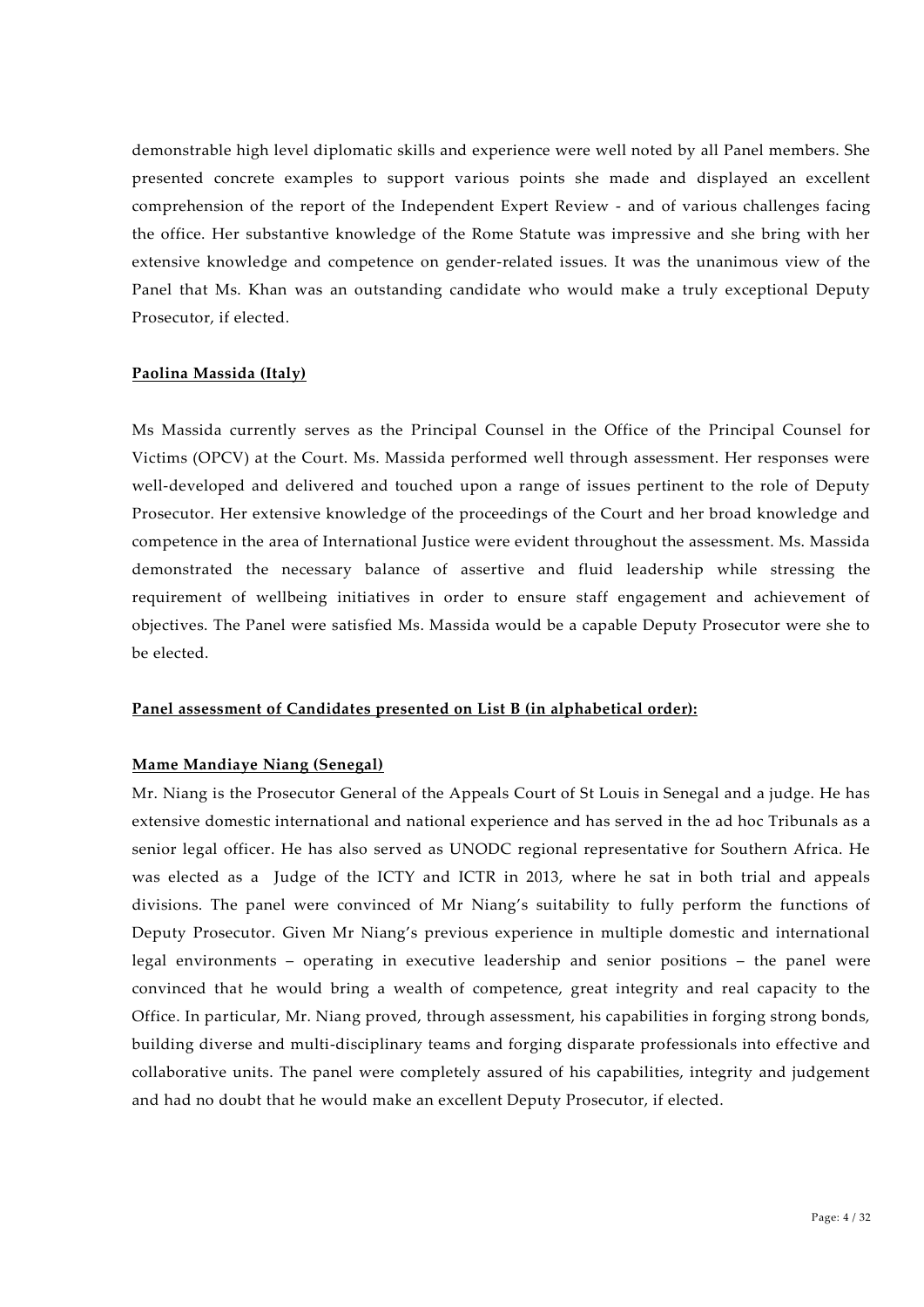demonstrable high level diplomatic skills and experience were well noted by all Panel members. She presented concrete examples to support various points she made and displayed an excellent comprehension of the report of the Independent Expert Review - and of various challenges facing the office. Her substantive knowledge of the Rome Statute was impressive and she bring with her extensive knowledge and competence on gender-related issues. It was the unanimous view of the Panel that Ms. Khan was an outstanding candidate who would make a truly exceptional Deputy Prosecutor, if elected.

**Paolina Massida (Italy)**

Ms Massida currently serves as the Principal Counsel in the Office of the Principal Counsel for Victims (OPCV) at the Court. Ms. Massida performed well through assessment. Her responses were well-developed and delivered and touched upon a range of issues pertinent to the role of Deputy Prosecutor. Her extensive knowledge of the proceedings of the Court and her broad knowledge and competence in the area of International Justice were evident throughout the assessment. Ms. Massida demonstrated the necessary balance of assertive and fluid leadership while stressing the requirement of wellbeing initiatives in order to ensure staff engagement and achievement of objectives. The Panel were satisfied Ms. Massida would be a capable Deputy Prosecutor were she to be elected.

**Panel assessment of Candidates presented on List B (in alphabetical order):**

**Mame Mandiaye Niang (Senegal)**

Mr. Niang is the Prosecutor General of the Appeals Court of St Louis in Senegal and a judge. He has extensive domestic international and national experience and has served in the ad hoc Tribunals as a senior legal officer. He has also served as UNODC regional representative for Southern Africa. He was elected as a Judge of the ICTY and ICTR in 2013, where he sat in both trial and appeals divisions. The panel were convinced of Mr Niang's suitability to fully perform the functions of Deputy Prosecutor. Given Mr Niang's previous experience in multiple domestic and international legal environments – operating in executive leadership and senior positions – the panel were convinced that he would bring a wealth of competence, great integrity and real capacity to the Office. In particular, Mr. Niang proved, through assessment, his capabilities in forging strong bonds, building diverse and multi-disciplinary teams and forging disparate professionals into effective and collaborative units. The panel were completely assured of his capabilities, integrity and judgement and had no doubt that he would make an excellent Deputy Prosecutor, if elected.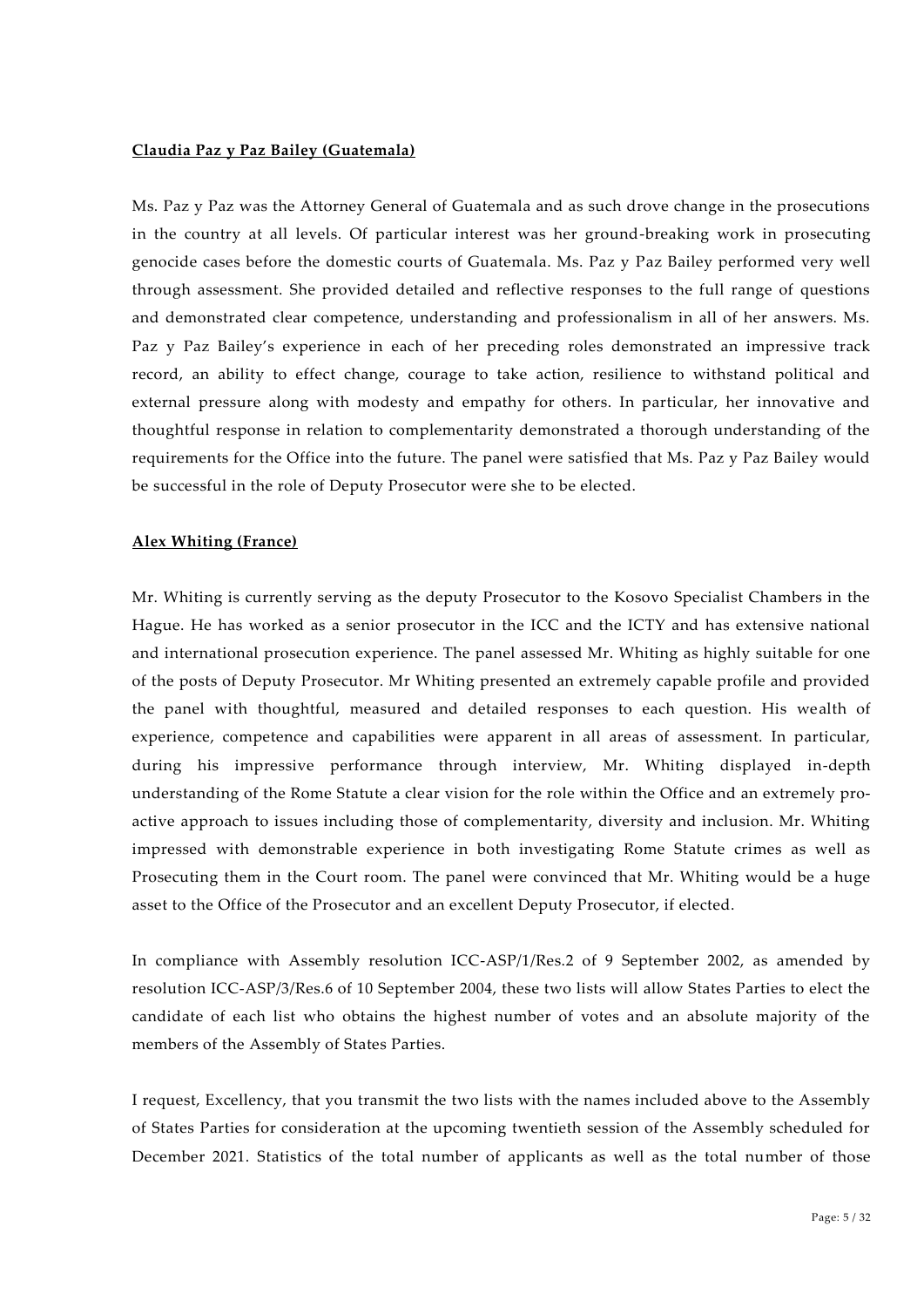**Claudia Paz y Paz Bailey (Guatemala)**

Ms. Paz y Paz was the Attorney General of Guatemala and as such drove change in the prosecutions in the country at all levels. Of particular interest was her ground-breaking work in prosecuting genocide cases before the domestic courts of Guatemala. Ms. Paz y Paz Bailey performed very well through assessment. She provided detailed and reflective responses to the full range of questions and demonstrated clear competence, understanding and professionalism in all of her answers. Ms. Paz y Paz Bailey's experience in each of her preceding roles demonstrated an impressive track record, an ability to effect change, courage to take action, resilience to withstand political and external pressure along with modesty and empathy for others. In particular, her innovative and thoughtful response in relation to complementarity demonstrated a thorough understanding of the requirements for the Office into the future. The panel were satisfied that Ms. Paz y Paz Bailey would be successful in the role of Deputy Prosecutor were she to be elected.

**Alex Whiting (France)**

Mr. Whiting is currently serving as the deputy Prosecutor to the Kosovo Specialist Chambers in the Hague. He has worked as a senior prosecutor in the ICC and the ICTY and has extensive national and international prosecution experience. The panel assessed Mr. Whiting as highly suitable for one of the posts of Deputy Prosecutor. Mr Whiting presented an extremely capable profile and provided the panel with thoughtful, measured and detailed responses to each question. His wealth of experience, competence and capabilities were apparent in all areas of assessment. In particular, during his impressive performance through interview, Mr. Whiting displayed in-depth understanding of the Rome Statute a clear vision for the role within the Office and an extremely pro-active approach to issues including those of complementarity, diversity and inclusion. Mr. Whiting impressed with demonstrable experience in both investigating Rome Statute crimes as well as Prosecuting them in the Court room. The panel were convinced that Mr. Whiting would be a huge asset to the Office of the Prosecutor and an excellent Deputy Prosecutor, if elected.

In compliance with Assembly resolution ICC-ASP/1/Res.2 of 9 September 2002, as amended by resolution ICC-ASP/3/Res.6 of 10 September 2004, these two lists will allow States Parties to elect the candidate of each list who obtains the highest number of votes and an absolute majority of the members of the Assembly of States Parties.

I request, Excellency, that you transmit the two lists with the names included above to the Assembly of States Parties for consideration at the upcoming twentieth session of the Assembly scheduled for December 2021. Statistics of the total number of applicants as well as the total number of those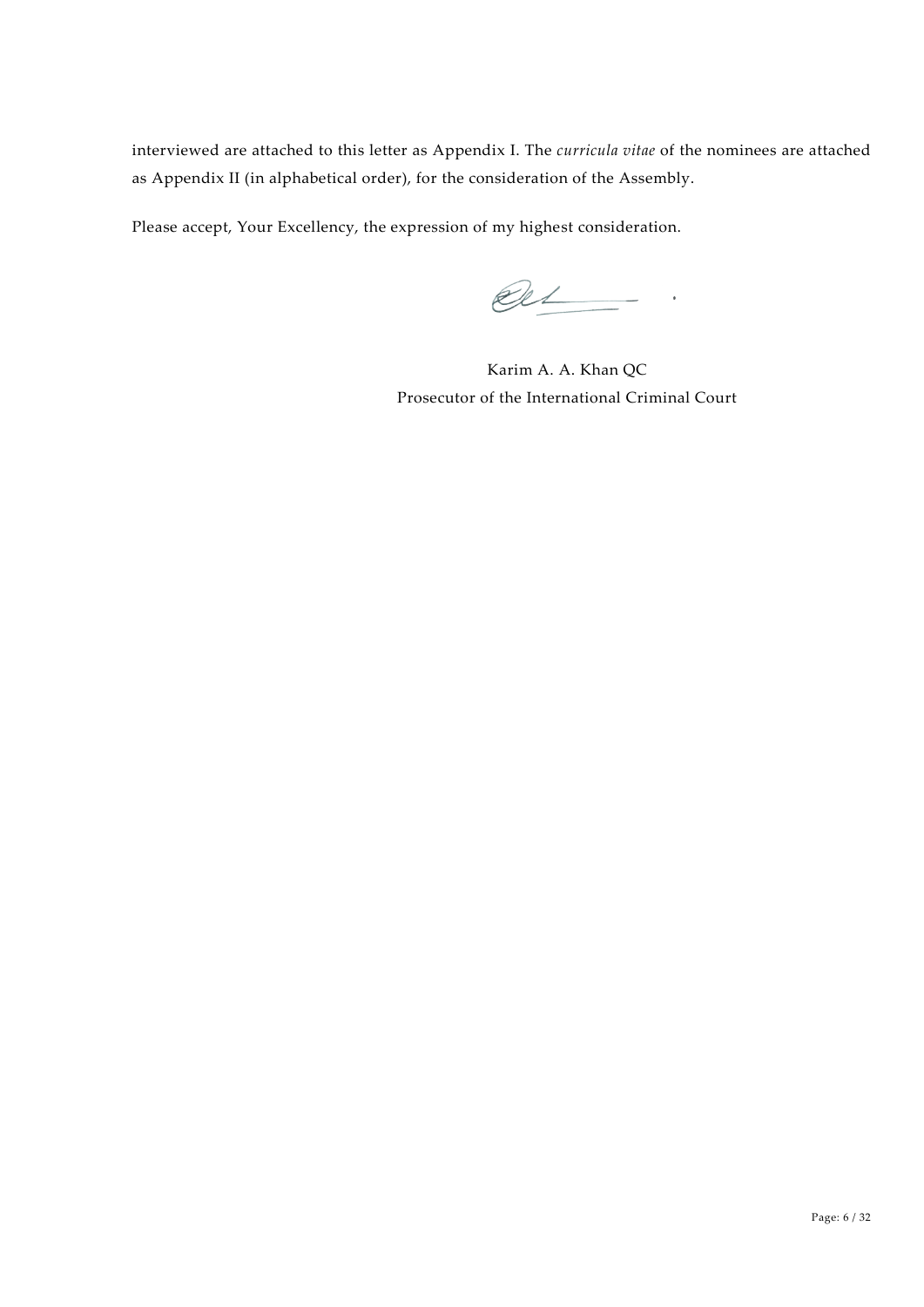interviewed are attached to this letter as Appendix I. The *curricula vitae* of the nominees are attached as Appendix II (in alphabetical order), for the consideration of the Assembly.

Please accept, Your Excellency, the expression of my highest consideration.

Karim A. A. Khan QC
Prosecutor of the International Criminal Court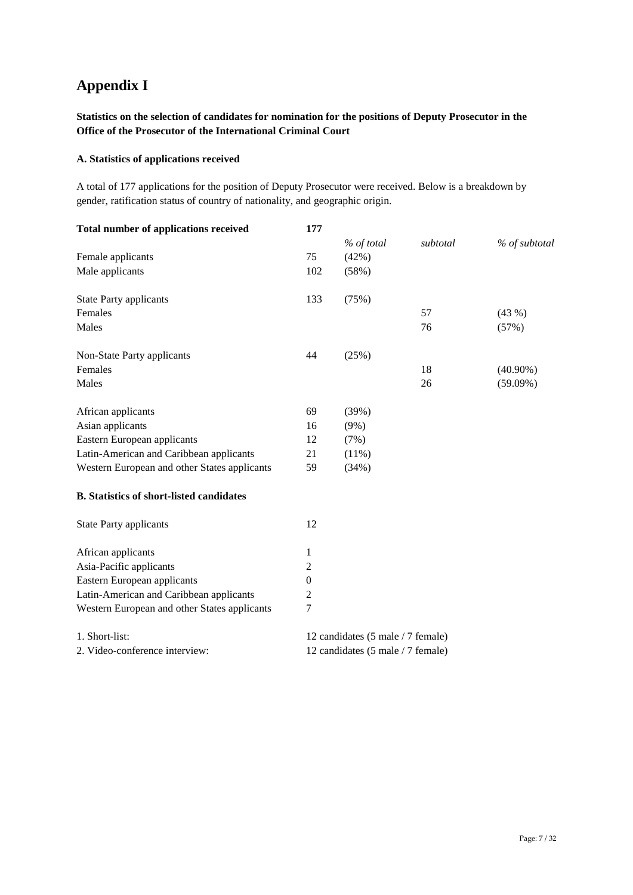# Appendix I

**Statistics on the selection of candidates for nomination for the positions of Deputy Prosecutor in the Office of the Prosecutor of the International Criminal Court**

**A. Statistics of applications received**

A total of 177 applications for the position of Deputy Prosecutor were received. Below is a breakdown by gender, ratification status of country of nationality, and geographic origin.

| **Total number of applications received** | **177** | | | |
|---|---|---|---|---|
| | | *% of total* | *subtotal* | *% of subtotal* |
| Female applicants | 75 | (42%) | | |
| Male applicants | 102 | (58%) | | |
| | | | | |
| State Party applicants | 133 | (75%) | | |
| Females | | | 57 | (43 %) |
| Males | | | 76 | (57%) |
| | | | | |
| Non-State Party applicants | 44 | (25%) | | |
| Females | | | 18 | (40.90%) |
| Males | | | 26 | (59.09%) |
| | | | | |
| African applicants | 69 | (39%) | | |
| Asian applicants | 16 | (9%) | | |
| Eastern European applicants | 12 | (7%) | | |
| Latin-American and Caribbean applicants | 21 | (11%) | | |
| Western European and other States applicants | 59 | (34%) | | |

**B. Statistics of short-listed candidates**

| | |
|---|---|
| State Party applicants | 12 |
| | |
| African applicants | 1 |
| Asia-Pacific applicants | 2 |
| Eastern European applicants | 0 |
| Latin-American and Caribbean applicants | 2 |
| Western European and other States applicants | 7 |

| | |
|---|---|
| 1. Short-list: | 12 candidates (5 male / 7 female) |
| 2. Video-conference interview: | 12 candidates (5 male / 7 female) |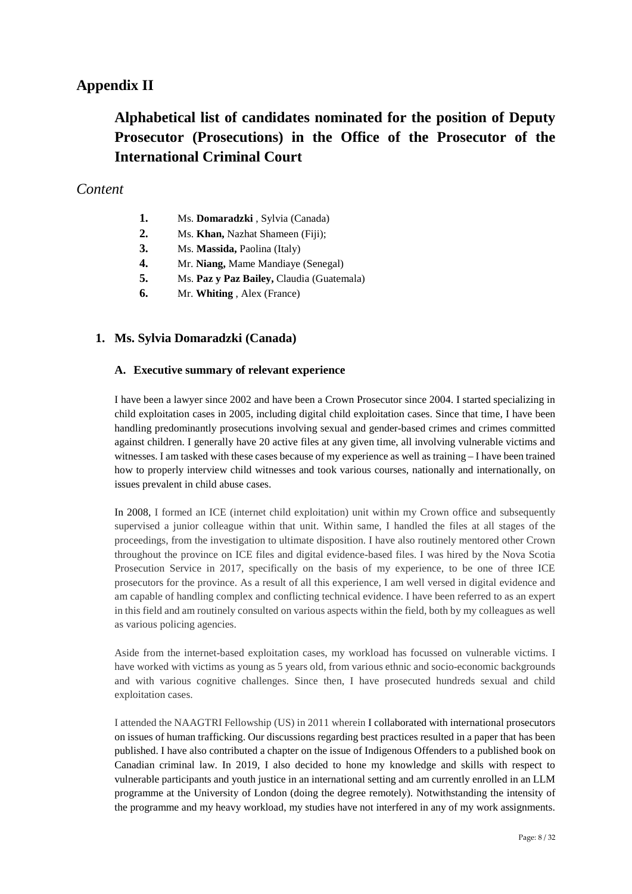# Appendix II

## Alphabetical list of candidates nominated for the position of Deputy Prosecutor (Prosecutions) in the Office of the Prosecutor of the International Criminal Court

*Content*

1. Ms. **Domaradzki** , Sylvia (Canada)
2. Ms. **Khan,** Nazhat Shameen (Fiji);
3. Ms. **Massida,** Paolina (Italy)
4. Mr. **Niang,** Mame Mandiaye (Senegal)
5. Ms. **Paz y Paz Bailey,** Claudia (Guatemala)
6. Mr. **Whiting** , Alex (France)

### 1. Ms. Sylvia Domaradzki (Canada)

#### A. Executive summary of relevant experience

I have been a lawyer since 2002 and have been a Crown Prosecutor since 2004. I started specializing in child exploitation cases in 2005, including digital child exploitation cases. Since that time, I have been handling predominantly prosecutions involving sexual and gender-based crimes and crimes committed against children. I generally have 20 active files at any given time, all involving vulnerable victims and witnesses. I am tasked with these cases because of my experience as well as training – I have been trained how to properly interview child witnesses and took various courses, nationally and internationally, on issues prevalent in child abuse cases.

In 2008, I formed an ICE (internet child exploitation) unit within my Crown office and subsequently supervised a junior colleague within that unit. Within same, I handled the files at all stages of the proceedings, from the investigation to ultimate disposition. I have also routinely mentored other Crown throughout the province on ICE files and digital evidence-based files. I was hired by the Nova Scotia Prosecution Service in 2017, specifically on the basis of my experience, to be one of three ICE prosecutors for the province. As a result of all this experience, I am well versed in digital evidence and am capable of handling complex and conflicting technical evidence. I have been referred to as an expert in this field and am routinely consulted on various aspects within the field, both by my colleagues as well as various policing agencies.

Aside from the internet-based exploitation cases, my workload has focussed on vulnerable victims. I have worked with victims as young as 5 years old, from various ethnic and socio-economic backgrounds and with various cognitive challenges. Since then, I have prosecuted hundreds sexual and child exploitation cases.

I attended the NAAGTRI Fellowship (US) in 2011 wherein I collaborated with international prosecutors on issues of human trafficking. Our discussions regarding best practices resulted in a paper that has been published. I have also contributed a chapter on the issue of Indigenous Offenders to a published book on Canadian criminal law. In 2019, I also decided to hone my knowledge and skills with respect to vulnerable participants and youth justice in an international setting and am currently enrolled in an LLM programme at the University of London (doing the degree remotely). Notwithstanding the intensity of the programme and my heavy workload, my studies have not interfered in any of my work assignments.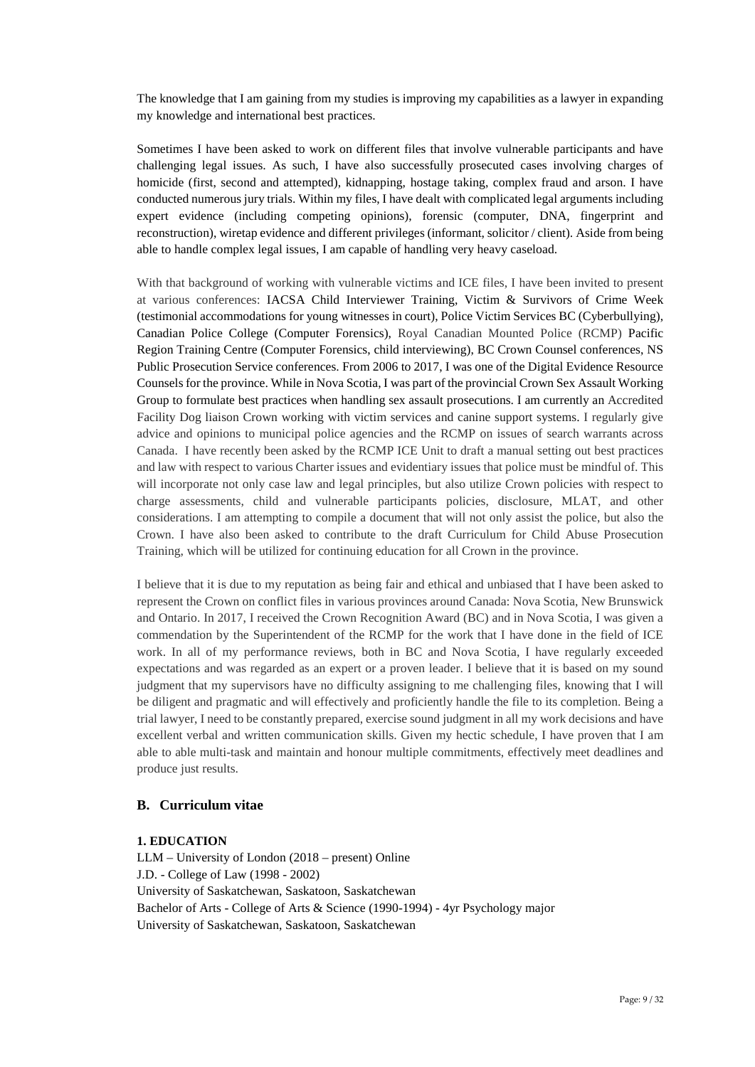The knowledge that I am gaining from my studies is improving my capabilities as a lawyer in expanding my knowledge and international best practices.

Sometimes I have been asked to work on different files that involve vulnerable participants and have challenging legal issues. As such, I have also successfully prosecuted cases involving charges of homicide (first, second and attempted), kidnapping, hostage taking, complex fraud and arson. I have conducted numerous jury trials. Within my files, I have dealt with complicated legal arguments including expert evidence (including competing opinions), forensic (computer, DNA, fingerprint and reconstruction), wiretap evidence and different privileges (informant, solicitor / client). Aside from being able to handle complex legal issues, I am capable of handling very heavy caseload.

With that background of working with vulnerable victims and ICE files, I have been invited to present at various conferences: IACSA Child Interviewer Training, Victim & Survivors of Crime Week (testimonial accommodations for young witnesses in court), Police Victim Services BC (Cyberbullying), Canadian Police College (Computer Forensics), Royal Canadian Mounted Police (RCMP) Pacific Region Training Centre (Computer Forensics, child interviewing), BC Crown Counsel conferences, NS Public Prosecution Service conferences. From 2006 to 2017, I was one of the Digital Evidence Resource Counsels for the province. While in Nova Scotia, I was part of the provincial Crown Sex Assault Working Group to formulate best practices when handling sex assault prosecutions. I am currently an Accredited Facility Dog liaison Crown working with victim services and canine support systems. I regularly give advice and opinions to municipal police agencies and the RCMP on issues of search warrants across Canada. I have recently been asked by the RCMP ICE Unit to draft a manual setting out best practices and law with respect to various Charter issues and evidentiary issues that police must be mindful of. This will incorporate not only case law and legal principles, but also utilize Crown policies with respect to charge assessments, child and vulnerable participants policies, disclosure, MLAT, and other considerations. I am attempting to compile a document that will not only assist the police, but also the Crown. I have also been asked to contribute to the draft Curriculum for Child Abuse Prosecution Training, which will be utilized for continuing education for all Crown in the province.

I believe that it is due to my reputation as being fair and ethical and unbiased that I have been asked to represent the Crown on conflict files in various provinces around Canada: Nova Scotia, New Brunswick and Ontario. In 2017, I received the Crown Recognition Award (BC) and in Nova Scotia, I was given a commendation by the Superintendent of the RCMP for the work that I have done in the field of ICE work. In all of my performance reviews, both in BC and Nova Scotia, I have regularly exceeded expectations and was regarded as an expert or a proven leader. I believe that it is based on my sound judgment that my supervisors have no difficulty assigning to me challenging files, knowing that I will be diligent and pragmatic and will effectively and proficiently handle the file to its completion. Being a trial lawyer, I need to be constantly prepared, exercise sound judgment in all my work decisions and have excellent verbal and written communication skills. Given my hectic schedule, I have proven that I am able to able multi-task and maintain and honour multiple commitments, effectively meet deadlines and produce just results.

## B. Curriculum vitae

**1. EDUCATION**

LLM – University of London (2018 – present) Online
J.D. - College of Law (1998 - 2002)
University of Saskatchewan, Saskatoon, Saskatchewan
Bachelor of Arts - College of Arts & Science (1990-1994) - 4yr Psychology major
University of Saskatchewan, Saskatoon, Saskatchewan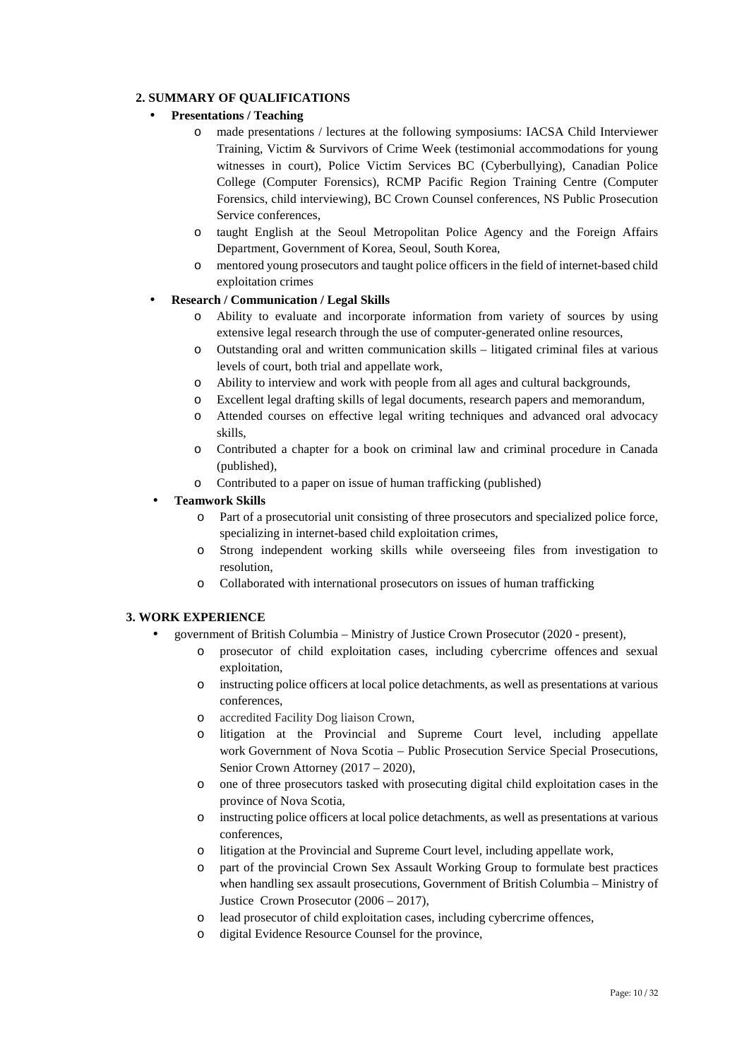## 2. SUMMARY OF QUALIFICATIONS

- **Presentations / Teaching**
  - made presentations / lectures at the following symposiums: IACSA Child Interviewer Training, Victim & Survivors of Crime Week (testimonial accommodations for young witnesses in court), Police Victim Services BC (Cyberbullying), Canadian Police College (Computer Forensics), RCMP Pacific Region Training Centre (Computer Forensics, child interviewing), BC Crown Counsel conferences, NS Public Prosecution Service conferences,
  - taught English at the Seoul Metropolitan Police Agency and the Foreign Affairs Department, Government of Korea, Seoul, South Korea,
  - mentored young prosecutors and taught police officers in the field of internet-based child exploitation crimes
- **Research / Communication / Legal Skills**
  - Ability to evaluate and incorporate information from variety of sources by using extensive legal research through the use of computer-generated online resources,
  - Outstanding oral and written communication skills – litigated criminal files at various levels of court, both trial and appellate work,
  - Ability to interview and work with people from all ages and cultural backgrounds,
  - Excellent legal drafting skills of legal documents, research papers and memorandum,
  - Attended courses on effective legal writing techniques and advanced oral advocacy skills,
  - Contributed a chapter for a book on criminal law and criminal procedure in Canada (published),
  - Contributed to a paper on issue of human trafficking (published)
- **Teamwork Skills**
  - Part of a prosecutorial unit consisting of three prosecutors and specialized police force, specializing in internet-based child exploitation crimes,
  - Strong independent working skills while overseeing files from investigation to resolution,
  - Collaborated with international prosecutors on issues of human trafficking

## 3. WORK EXPERIENCE

- government of British Columbia – Ministry of Justice Crown Prosecutor (2020 - present),
  - prosecutor of child exploitation cases, including cybercrime offences and sexual exploitation,
  - instructing police officers at local police detachments, as well as presentations at various conferences,
  - accredited Facility Dog liaison Crown,
  - litigation at the Provincial and Supreme Court level, including appellate work Government of Nova Scotia – Public Prosecution Service Special Prosecutions, Senior Crown Attorney (2017 – 2020),
  - one of three prosecutors tasked with prosecuting digital child exploitation cases in the province of Nova Scotia,
  - instructing police officers at local police detachments, as well as presentations at various conferences,
  - litigation at the Provincial and Supreme Court level, including appellate work,
  - part of the provincial Crown Sex Assault Working Group to formulate best practices when handling sex assault prosecutions, Government of British Columbia – Ministry of Justice Crown Prosecutor (2006 – 2017),
  - lead prosecutor of child exploitation cases, including cybercrime offences,
  - digital Evidence Resource Counsel for the province,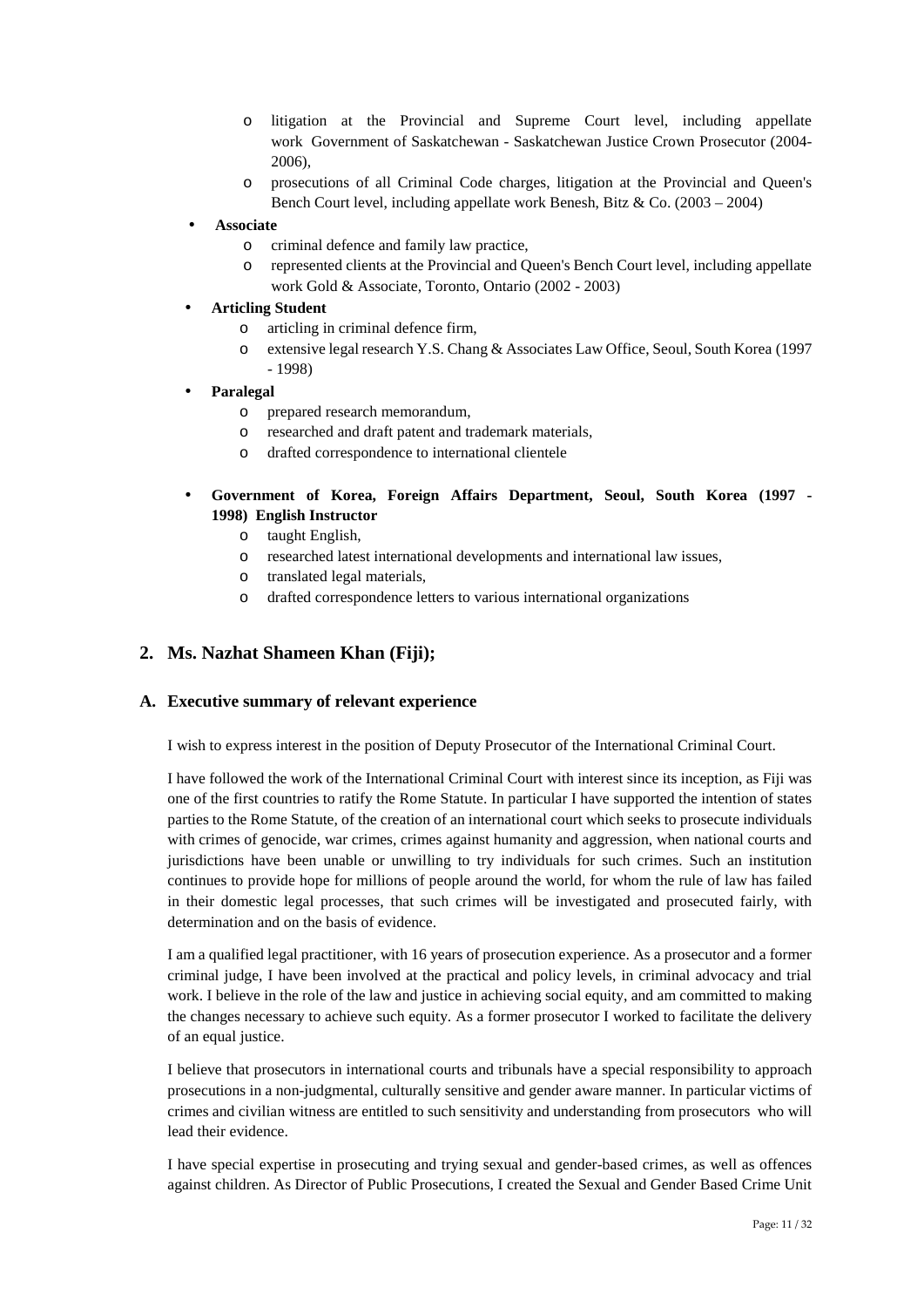- litigation at the Provincial and Supreme Court level, including appellate work Government of Saskatchewan - Saskatchewan Justice Crown Prosecutor (2004-2006),
  - prosecutions of all Criminal Code charges, litigation at the Provincial and Queen's Bench Court level, including appellate work Benesh, Bitz & Co. (2003 – 2004)

- **Associate**
  - criminal defence and family law practice,
  - represented clients at the Provincial and Queen's Bench Court level, including appellate work Gold & Associate, Toronto, Ontario (2002 - 2003)

- **Articling Student**
  - articling in criminal defence firm,
  - extensive legal research Y.S. Chang & Associates Law Office, Seoul, South Korea (1997 - 1998)

- **Paralegal**
  - prepared research memorandum,
  - researched and draft patent and trademark materials,
  - drafted correspondence to international clientele

- **Government of Korea, Foreign Affairs Department, Seoul, South Korea (1997 - 1998) English Instructor**
  - taught English,
  - researched latest international developments and international law issues,
  - translated legal materials,
  - drafted correspondence letters to various international organizations

## 2. Ms. Nazhat Shameen Khan (Fiji);

### A. Executive summary of relevant experience

I wish to express interest in the position of Deputy Prosecutor of the International Criminal Court.

I have followed the work of the International Criminal Court with interest since its inception, as Fiji was one of the first countries to ratify the Rome Statute. In particular I have supported the intention of states parties to the Rome Statute, of the creation of an international court which seeks to prosecute individuals with crimes of genocide, war crimes, crimes against humanity and aggression, when national courts and jurisdictions have been unable or unwilling to try individuals for such crimes. Such an institution continues to provide hope for millions of people around the world, for whom the rule of law has failed in their domestic legal processes, that such crimes will be investigated and prosecuted fairly, with determination and on the basis of evidence.

I am a qualified legal practitioner, with 16 years of prosecution experience. As a prosecutor and a former criminal judge, I have been involved at the practical and policy levels, in criminal advocacy and trial work. I believe in the role of the law and justice in achieving social equity, and am committed to making the changes necessary to achieve such equity. As a former prosecutor I worked to facilitate the delivery of an equal justice.

I believe that prosecutors in international courts and tribunals have a special responsibility to approach prosecutions in a non-judgmental, culturally sensitive and gender aware manner. In particular victims of crimes and civilian witness are entitled to such sensitivity and understanding from prosecutors who will lead their evidence.

I have special expertise in prosecuting and trying sexual and gender-based crimes, as well as offences against children. As Director of Public Prosecutions, I created the Sexual and Gender Based Crime Unit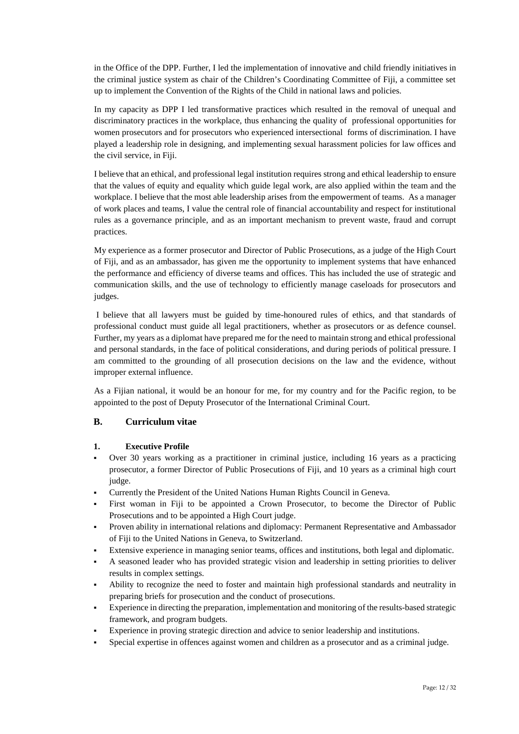in the Office of the DPP. Further, I led the implementation of innovative and child friendly initiatives in the criminal justice system as chair of the Children's Coordinating Committee of Fiji, a committee set up to implement the Convention of the Rights of the Child in national laws and policies.

In my capacity as DPP I led transformative practices which resulted in the removal of unequal and discriminatory practices in the workplace, thus enhancing the quality of professional opportunities for women prosecutors and for prosecutors who experienced intersectional forms of discrimination. I have played a leadership role in designing, and implementing sexual harassment policies for law offices and the civil service, in Fiji.

I believe that an ethical, and professional legal institution requires strong and ethical leadership to ensure that the values of equity and equality which guide legal work, are also applied within the team and the workplace. I believe that the most able leadership arises from the empowerment of teams. As a manager of work places and teams, I value the central role of financial accountability and respect for institutional rules as a governance principle, and as an important mechanism to prevent waste, fraud and corrupt practices.

My experience as a former prosecutor and Director of Public Prosecutions, as a judge of the High Court of Fiji, and as an ambassador, has given me the opportunity to implement systems that have enhanced the performance and efficiency of diverse teams and offices. This has included the use of strategic and communication skills, and the use of technology to efficiently manage caseloads for prosecutors and judges.

I believe that all lawyers must be guided by time-honoured rules of ethics, and that standards of professional conduct must guide all legal practitioners, whether as prosecutors or as defence counsel. Further, my years as a diplomat have prepared me for the need to maintain strong and ethical professional and personal standards, in the face of political considerations, and during periods of political pressure. I am committed to the grounding of all prosecution decisions on the law and the evidence, without improper external influence.

As a Fijian national, it would be an honour for me, for my country and for the Pacific region, to be appointed to the post of Deputy Prosecutor of the International Criminal Court.

## B. Curriculum vitae

### 1. Executive Profile

- Over 30 years working as a practitioner in criminal justice, including 16 years as a practicing prosecutor, a former Director of Public Prosecutions of Fiji, and 10 years as a criminal high court judge.
- Currently the President of the United Nations Human Rights Council in Geneva.
- First woman in Fiji to be appointed a Crown Prosecutor, to become the Director of Public Prosecutions and to be appointed a High Court judge.
- Proven ability in international relations and diplomacy: Permanent Representative and Ambassador of Fiji to the United Nations in Geneva, to Switzerland.
- Extensive experience in managing senior teams, offices and institutions, both legal and diplomatic.
- A seasoned leader who has provided strategic vision and leadership in setting priorities to deliver results in complex settings.
- Ability to recognize the need to foster and maintain high professional standards and neutrality in preparing briefs for prosecution and the conduct of prosecutions.
- Experience in directing the preparation, implementation and monitoring of the results-based strategic framework, and program budgets.
- Experience in proving strategic direction and advice to senior leadership and institutions.
- Special expertise in offences against women and children as a prosecutor and as a criminal judge.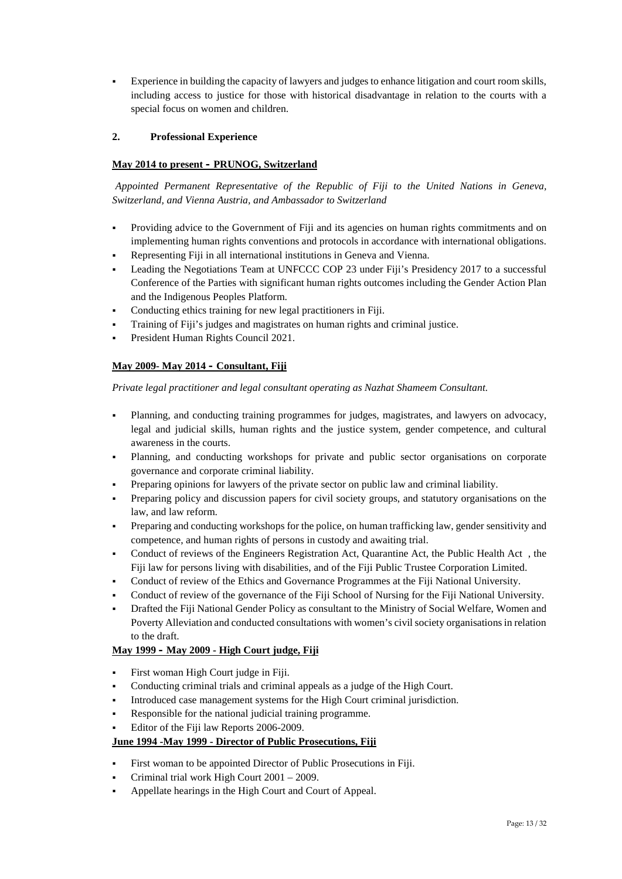- Experience in building the capacity of lawyers and judges to enhance litigation and court room skills, including access to justice for those with historical disadvantage in relation to the courts with a special focus on women and children.

## 2. Professional Experience

**<u>May 2014 to present - PRUNOG, Switzerland</u>**

*Appointed Permanent Representative of the Republic of Fiji to the United Nations in Geneva, Switzerland, and Vienna Austria, and Ambassador to Switzerland*

- Providing advice to the Government of Fiji and its agencies on human rights commitments and on implementing human rights conventions and protocols in accordance with international obligations.
- Representing Fiji in all international institutions in Geneva and Vienna.
- Leading the Negotiations Team at UNFCCC COP 23 under Fiji's Presidency 2017 to a successful Conference of the Parties with significant human rights outcomes including the Gender Action Plan and the Indigenous Peoples Platform.
- Conducting ethics training for new legal practitioners in Fiji.
- Training of Fiji's judges and magistrates on human rights and criminal justice.
- President Human Rights Council 2021.

**<u>May 2009- May 2014 - Consultant, Fiji</u>**

*Private legal practitioner and legal consultant operating as Nazhat Shameem Consultant.*

- Planning, and conducting training programmes for judges, magistrates, and lawyers on advocacy, legal and judicial skills, human rights and the justice system, gender competence, and cultural awareness in the courts.
- Planning, and conducting workshops for private and public sector organisations on corporate governance and corporate criminal liability.
- Preparing opinions for lawyers of the private sector on public law and criminal liability.
- Preparing policy and discussion papers for civil society groups, and statutory organisations on the law, and law reform.
- Preparing and conducting workshops for the police, on human trafficking law, gender sensitivity and competence, and human rights of persons in custody and awaiting trial.
- Conduct of reviews of the Engineers Registration Act, Quarantine Act, the Public Health Act , the Fiji law for persons living with disabilities, and of the Fiji Public Trustee Corporation Limited.
- Conduct of review of the Ethics and Governance Programmes at the Fiji National University.
- Conduct of review of the governance of the Fiji School of Nursing for the Fiji National University.
- Drafted the Fiji National Gender Policy as consultant to the Ministry of Social Welfare, Women and Poverty Alleviation and conducted consultations with women's civil society organisations in relation to the draft.

**<u>May 1999 - May 2009 - High Court judge, Fiji</u>**

- First woman High Court judge in Fiji.
- Conducting criminal trials and criminal appeals as a judge of the High Court.
- Introduced case management systems for the High Court criminal jurisdiction.
- Responsible for the national judicial training programme.
- Editor of the Fiji law Reports 2006-2009.

**<u>June 1994 -May 1999 - Director of Public Prosecutions, Fiji</u>**

- First woman to be appointed Director of Public Prosecutions in Fiji.
- Criminal trial work High Court 2001 – 2009.
- Appellate hearings in the High Court and Court of Appeal.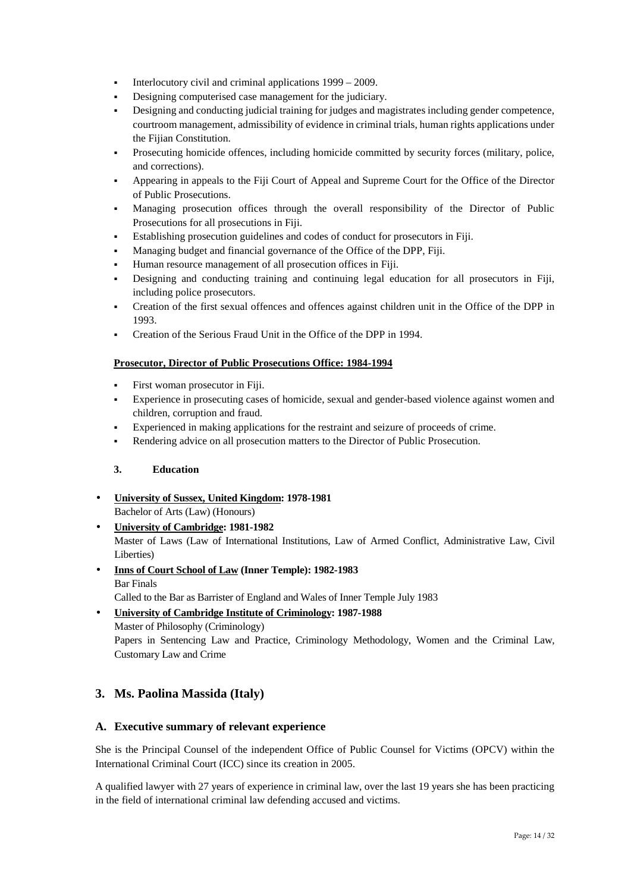- Interlocutory civil and criminal applications 1999 – 2009.
- Designing computerised case management for the judiciary.
- Designing and conducting judicial training for judges and magistrates including gender competence, courtroom management, admissibility of evidence in criminal trials, human rights applications under the Fijian Constitution.
- Prosecuting homicide offences, including homicide committed by security forces (military, police, and corrections).
- Appearing in appeals to the Fiji Court of Appeal and Supreme Court for the Office of the Director of Public Prosecutions.
- Managing prosecution offices through the overall responsibility of the Director of Public Prosecutions for all prosecutions in Fiji.
- Establishing prosecution guidelines and codes of conduct for prosecutors in Fiji.
- Managing budget and financial governance of the Office of the DPP, Fiji.
- Human resource management of all prosecution offices in Fiji.
- Designing and conducting training and continuing legal education for all prosecutors in Fiji, including police prosecutors.
- Creation of the first sexual offences and offences against children unit in the Office of the DPP in 1993.
- Creation of the Serious Fraud Unit in the Office of the DPP in 1994.

**Prosecutor, Director of Public Prosecutions Office: 1984-1994**

- First woman prosecutor in Fiji.
- Experience in prosecuting cases of homicide, sexual and gender-based violence against women and children, corruption and fraud.
- Experienced in making applications for the restraint and seizure of proceeds of crime.
- Rendering advice on all prosecution matters to the Director of Public Prosecution.

**3. Education**

- **University of Sussex, United Kingdom: 1978-1981**
  Bachelor of Arts (Law) (Honours)
- **University of Cambridge: 1981-1982**
  Master of Laws (Law of International Institutions, Law of Armed Conflict, Administrative Law, Civil Liberties)
- **Inns of Court School of Law (Inner Temple): 1982-1983**
  Bar Finals
  Called to the Bar as Barrister of England and Wales of Inner Temple July 1983
- **University of Cambridge Institute of Criminology: 1987-1988**
  Master of Philosophy (Criminology)
  Papers in Sentencing Law and Practice, Criminology Methodology, Women and the Criminal Law, Customary Law and Crime

## 3. Ms. Paolina Massida (Italy)

### A. Executive summary of relevant experience

She is the Principal Counsel of the independent Office of Public Counsel for Victims (OPCV) within the International Criminal Court (ICC) since its creation in 2005.

A qualified lawyer with 27 years of experience in criminal law, over the last 19 years she has been practicing in the field of international criminal law defending accused and victims.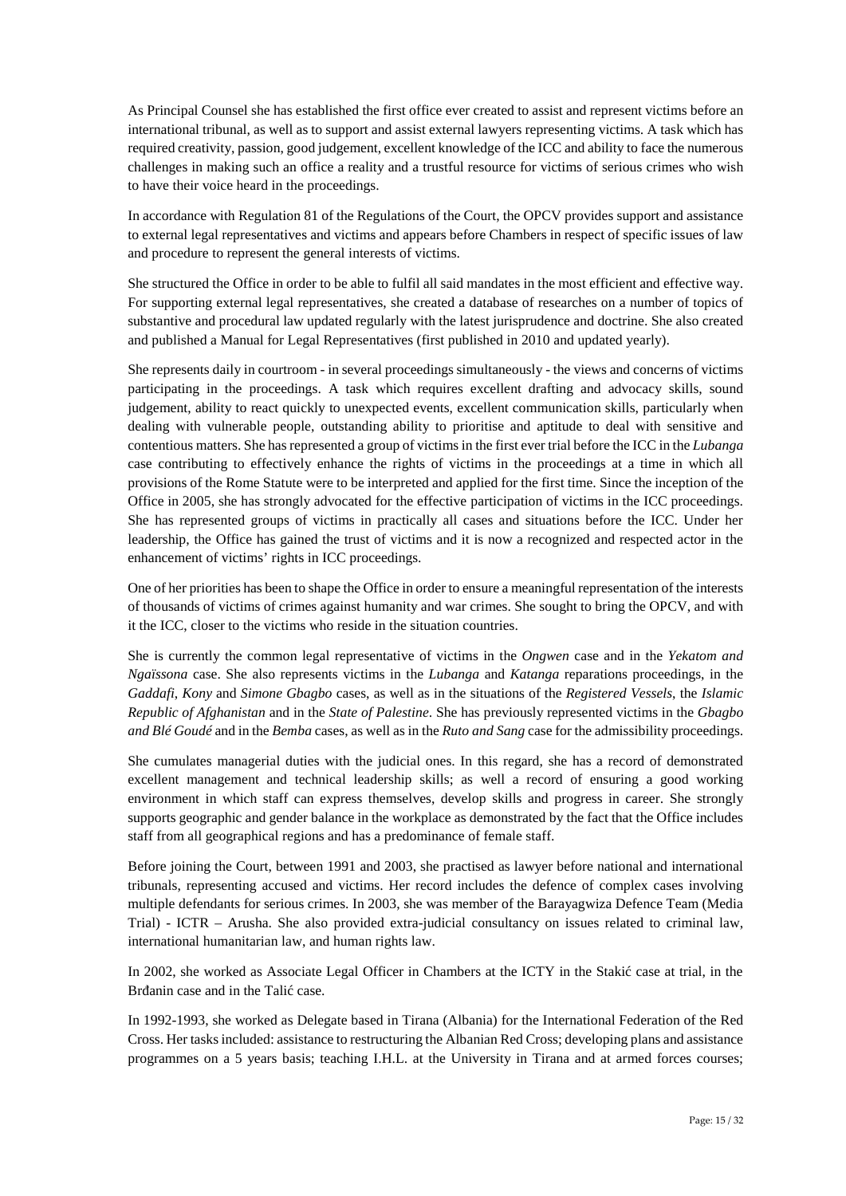As Principal Counsel she has established the first office ever created to assist and represent victims before an international tribunal, as well as to support and assist external lawyers representing victims. A task which has required creativity, passion, good judgement, excellent knowledge of the ICC and ability to face the numerous challenges in making such an office a reality and a trustful resource for victims of serious crimes who wish to have their voice heard in the proceedings.

In accordance with Regulation 81 of the Regulations of the Court, the OPCV provides support and assistance to external legal representatives and victims and appears before Chambers in respect of specific issues of law and procedure to represent the general interests of victims.

She structured the Office in order to be able to fulfil all said mandates in the most efficient and effective way. For supporting external legal representatives, she created a database of researches on a number of topics of substantive and procedural law updated regularly with the latest jurisprudence and doctrine. She also created and published a Manual for Legal Representatives (first published in 2010 and updated yearly).

She represents daily in courtroom - in several proceedings simultaneously - the views and concerns of victims participating in the proceedings. A task which requires excellent drafting and advocacy skills, sound judgement, ability to react quickly to unexpected events, excellent communication skills, particularly when dealing with vulnerable people, outstanding ability to prioritise and aptitude to deal with sensitive and contentious matters. She has represented a group of victims in the first ever trial before the ICC in the *Lubanga* case contributing to effectively enhance the rights of victims in the proceedings at a time in which all provisions of the Rome Statute were to be interpreted and applied for the first time. Since the inception of the Office in 2005, she has strongly advocated for the effective participation of victims in the ICC proceedings. She has represented groups of victims in practically all cases and situations before the ICC. Under her leadership, the Office has gained the trust of victims and it is now a recognized and respected actor in the enhancement of victims' rights in ICC proceedings.

One of her priorities has been to shape the Office in order to ensure a meaningful representation of the interests of thousands of victims of crimes against humanity and war crimes. She sought to bring the OPCV, and with it the ICC, closer to the victims who reside in the situation countries.

She is currently the common legal representative of victims in the *Ongwen* case and in the *Yekatom and Ngaïssona* case. She also represents victims in the *Lubanga* and *Katanga* reparations proceedings, in the *Gaddafi*, *Kony* and *Simone Gbagbo* cases, as well as in the situations of the *Registered Vessels*, the *Islamic Republic of Afghanistan* and in the *State of Palestine*. She has previously represented victims in the *Gbagbo and Blé Goudé* and in the *Bemba* cases, as well as in the *Ruto and Sang* case for the admissibility proceedings.

She cumulates managerial duties with the judicial ones. In this regard, she has a record of demonstrated excellent management and technical leadership skills; as well a record of ensuring a good working environment in which staff can express themselves, develop skills and progress in career. She strongly supports geographic and gender balance in the workplace as demonstrated by the fact that the Office includes staff from all geographical regions and has a predominance of female staff.

Before joining the Court, between 1991 and 2003, she practised as lawyer before national and international tribunals, representing accused and victims. Her record includes the defence of complex cases involving multiple defendants for serious crimes. In 2003, she was member of the Barayagwiza Defence Team (Media Trial) - ICTR – Arusha. She also provided extra-judicial consultancy on issues related to criminal law, international humanitarian law, and human rights law.

In 2002, she worked as Associate Legal Officer in Chambers at the ICTY in the Stakić case at trial, in the Brđanin case and in the Talić case.

In 1992-1993, she worked as Delegate based in Tirana (Albania) for the International Federation of the Red Cross. Her tasks included: assistance to restructuring the Albanian Red Cross; developing plans and assistance programmes on a 5 years basis; teaching I.H.L. at the University in Tirana and at armed forces courses;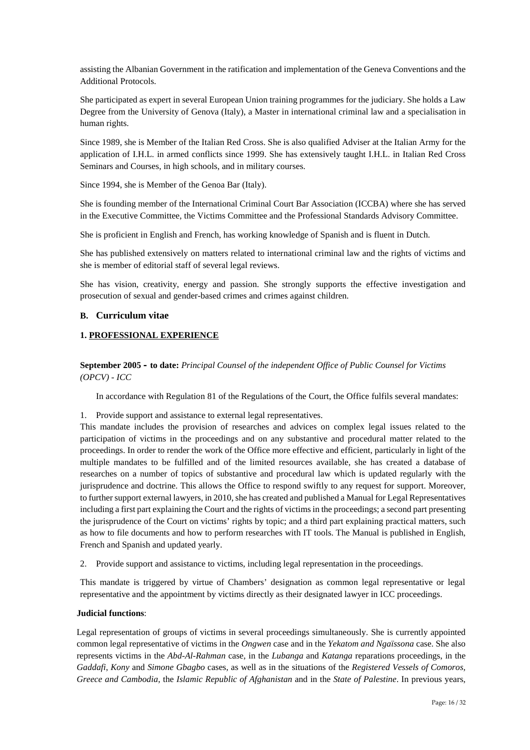assisting the Albanian Government in the ratification and implementation of the Geneva Conventions and the Additional Protocols.

She participated as expert in several European Union training programmes for the judiciary. She holds a Law Degree from the University of Genova (Italy), a Master in international criminal law and a specialisation in human rights.

Since 1989, she is Member of the Italian Red Cross. She is also qualified Adviser at the Italian Army for the application of I.H.L. in armed conflicts since 1999. She has extensively taught I.H.L. in Italian Red Cross Seminars and Courses, in high schools, and in military courses.

Since 1994, she is Member of the Genoa Bar (Italy).

She is founding member of the International Criminal Court Bar Association (ICCBA) where she has served in the Executive Committee, the Victims Committee and the Professional Standards Advisory Committee.

She is proficient in English and French, has working knowledge of Spanish and is fluent in Dutch.

She has published extensively on matters related to international criminal law and the rights of victims and she is member of editorial staff of several legal reviews.

She has vision, creativity, energy and passion. She strongly supports the effective investigation and prosecution of sexual and gender-based crimes and crimes against children.

## B. Curriculum vitae

### 1. PROFESSIONAL EXPERIENCE

**September 2005 - to date:** *Principal Counsel of the independent Office of Public Counsel for Victims (OPCV) - ICC*

In accordance with Regulation 81 of the Regulations of the Court, the Office fulfils several mandates:

1. Provide support and assistance to external legal representatives.

This mandate includes the provision of researches and advices on complex legal issues related to the participation of victims in the proceedings and on any substantive and procedural matter related to the proceedings. In order to render the work of the Office more effective and efficient, particularly in light of the multiple mandates to be fulfilled and of the limited resources available, she has created a database of researches on a number of topics of substantive and procedural law which is updated regularly with the jurisprudence and doctrine. This allows the Office to respond swiftly to any request for support. Moreover, to further support external lawyers, in 2010, she has created and published a Manual for Legal Representatives including a first part explaining the Court and the rights of victims in the proceedings; a second part presenting the jurisprudence of the Court on victims' rights by topic; and a third part explaining practical matters, such as how to file documents and how to perform researches with IT tools. The Manual is published in English, French and Spanish and updated yearly.

2. Provide support and assistance to victims, including legal representation in the proceedings.

This mandate is triggered by virtue of Chambers' designation as common legal representative or legal representative and the appointment by victims directly as their designated lawyer in ICC proceedings.

**Judicial functions**:

Legal representation of groups of victims in several proceedings simultaneously. She is currently appointed common legal representative of victims in the *Ongwen* case and in the *Yekatom and Ngaïssona* case. She also represents victims in the *Abd-Al-Rahman* case, in the *Lubanga* and *Katanga* reparations proceedings, in the *Gaddafi*, *Kony* and *Simone Gbagbo* cases, as well as in the situations of the *Registered Vessels of Comoros, Greece and Cambodia*, the *Islamic Republic of Afghanistan* and in the *State of Palestine*. In previous years,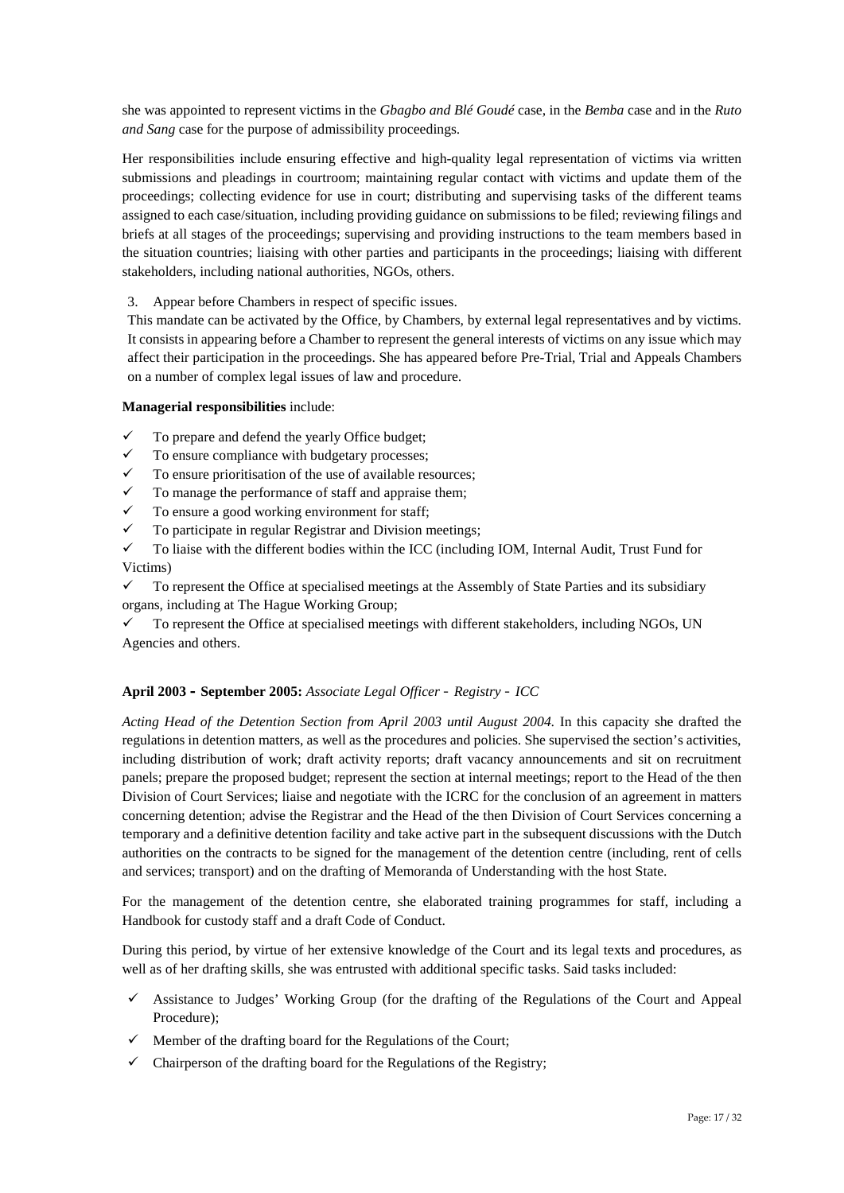she was appointed to represent victims in the *Gbagbo and Blé Goudé* case, in the *Bemba* case and in the *Ruto and Sang* case for the purpose of admissibility proceedings.

Her responsibilities include ensuring effective and high-quality legal representation of victims via written submissions and pleadings in courtroom; maintaining regular contact with victims and update them of the proceedings; collecting evidence for use in court; distributing and supervising tasks of the different teams assigned to each case/situation, including providing guidance on submissions to be filed; reviewing filings and briefs at all stages of the proceedings; supervising and providing instructions to the team members based in the situation countries; liaising with other parties and participants in the proceedings; liaising with different stakeholders, including national authorities, NGOs, others.

3. Appear before Chambers in respect of specific issues.

This mandate can be activated by the Office, by Chambers, by external legal representatives and by victims. It consists in appearing before a Chamber to represent the general interests of victims on any issue which may affect their participation in the proceedings. She has appeared before Pre-Trial, Trial and Appeals Chambers on a number of complex legal issues of law and procedure.

**Managerial responsibilities** include:

- ✓ To prepare and defend the yearly Office budget;
- ✓ To ensure compliance with budgetary processes;
- ✓ To ensure prioritisation of the use of available resources;
- ✓ To manage the performance of staff and appraise them;
- ✓ To ensure a good working environment for staff;
- ✓ To participate in regular Registrar and Division meetings;
- ✓ To liaise with the different bodies within the ICC (including IOM, Internal Audit, Trust Fund for Victims)
- ✓ To represent the Office at specialised meetings at the Assembly of State Parties and its subsidiary organs, including at The Hague Working Group;
- ✓ To represent the Office at specialised meetings with different stakeholders, including NGOs, UN Agencies and others.

**April 2003 - September 2005:** *Associate Legal Officer - Registry - ICC*

*Acting Head of the Detention Section from April 2003 until August 2004.* In this capacity she drafted the regulations in detention matters, as well as the procedures and policies. She supervised the section's activities, including distribution of work; draft activity reports; draft vacancy announcements and sit on recruitment panels; prepare the proposed budget; represent the section at internal meetings; report to the Head of the then Division of Court Services; liaise and negotiate with the ICRC for the conclusion of an agreement in matters concerning detention; advise the Registrar and the Head of the then Division of Court Services concerning a temporary and a definitive detention facility and take active part in the subsequent discussions with the Dutch authorities on the contracts to be signed for the management of the detention centre (including, rent of cells and services; transport) and on the drafting of Memoranda of Understanding with the host State.

For the management of the detention centre, she elaborated training programmes for staff, including a Handbook for custody staff and a draft Code of Conduct.

During this period, by virtue of her extensive knowledge of the Court and its legal texts and procedures, as well as of her drafting skills, she was entrusted with additional specific tasks. Said tasks included:

- ✓ Assistance to Judges' Working Group (for the drafting of the Regulations of the Court and Appeal Procedure);
- ✓ Member of the drafting board for the Regulations of the Court;
- ✓ Chairperson of the drafting board for the Regulations of the Registry;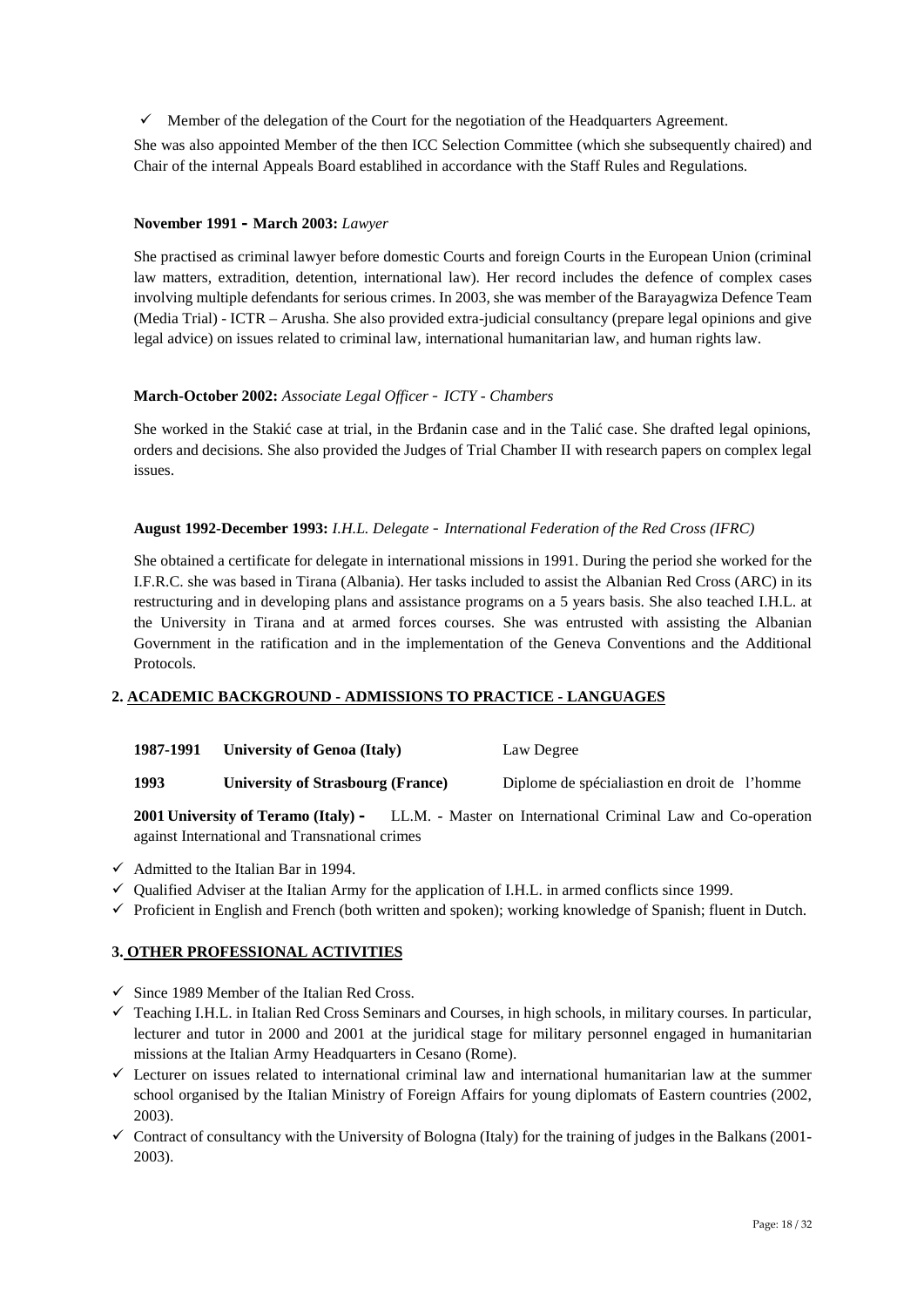- ✓ Member of the delegation of the Court for the negotiation of the Headquarters Agreement.

She was also appointed Member of the then ICC Selection Committee (which she subsequently chaired) and Chair of the internal Appeals Board establihed in accordance with the Staff Rules and Regulations.

**November 1991 - March 2003:** *Lawyer*

She practised as criminal lawyer before domestic Courts and foreign Courts in the European Union (criminal law matters, extradition, detention, international law). Her record includes the defence of complex cases involving multiple defendants for serious crimes. In 2003, she was member of the Barayagwiza Defence Team (Media Trial) - ICTR – Arusha. She also provided extra-judicial consultancy (prepare legal opinions and give legal advice) on issues related to criminal law, international humanitarian law, and human rights law.

**March-October 2002:** *Associate Legal Officer - ICTY - Chambers*

She worked in the Stakić case at trial, in the Brđanin case and in the Talić case. She drafted legal opinions, orders and decisions. She also provided the Judges of Trial Chamber II with research papers on complex legal issues.

**August 1992-December 1993:** *I.H.L. Delegate - International Federation of the Red Cross (IFRC)*

She obtained a certificate for delegate in international missions in 1991. During the period she worked for the I.F.R.C. she was based in Tirana (Albania). Her tasks included to assist the Albanian Red Cross (ARC) in its restructuring and in developing plans and assistance programs on a 5 years basis. She also teached I.H.L. at the University in Tirana and at armed forces courses. She was entrusted with assisting the Albanian Government in the ratification and in the implementation of the Geneva Conventions and the Additional Protocols.

## 2. ACADEMIC BACKGROUND - ADMISSIONS TO PRACTICE - LANGUAGES

| | | |
|---|---|---|
| **1987-1991** | **University of Genoa (Italy)** | Law Degree |
| **1993** | **University of Strasbourg (France)** | Diplome de spécialiastion en droit de l'homme |

**2001 University of Teramo (Italy) -** LL.M. - Master on International Criminal Law and Co-operation against International and Transnational crimes

- ✓ Admitted to the Italian Bar in 1994.
- ✓ Qualified Adviser at the Italian Army for the application of I.H.L. in armed conflicts since 1999.
- ✓ Proficient in English and French (both written and spoken); working knowledge of Spanish; fluent in Dutch.

## 3. OTHER PROFESSIONAL ACTIVITIES

- ✓ Since 1989 Member of the Italian Red Cross.
- ✓ Teaching I.H.L. in Italian Red Cross Seminars and Courses, in high schools, in military courses. In particular, lecturer and tutor in 2000 and 2001 at the juridical stage for military personnel engaged in humanitarian missions at the Italian Army Headquarters in Cesano (Rome).
- ✓ Lecturer on issues related to international criminal law and international humanitarian law at the summer school organised by the Italian Ministry of Foreign Affairs for young diplomats of Eastern countries (2002, 2003).
- ✓ Contract of consultancy with the University of Bologna (Italy) for the training of judges in the Balkans (2001-2003).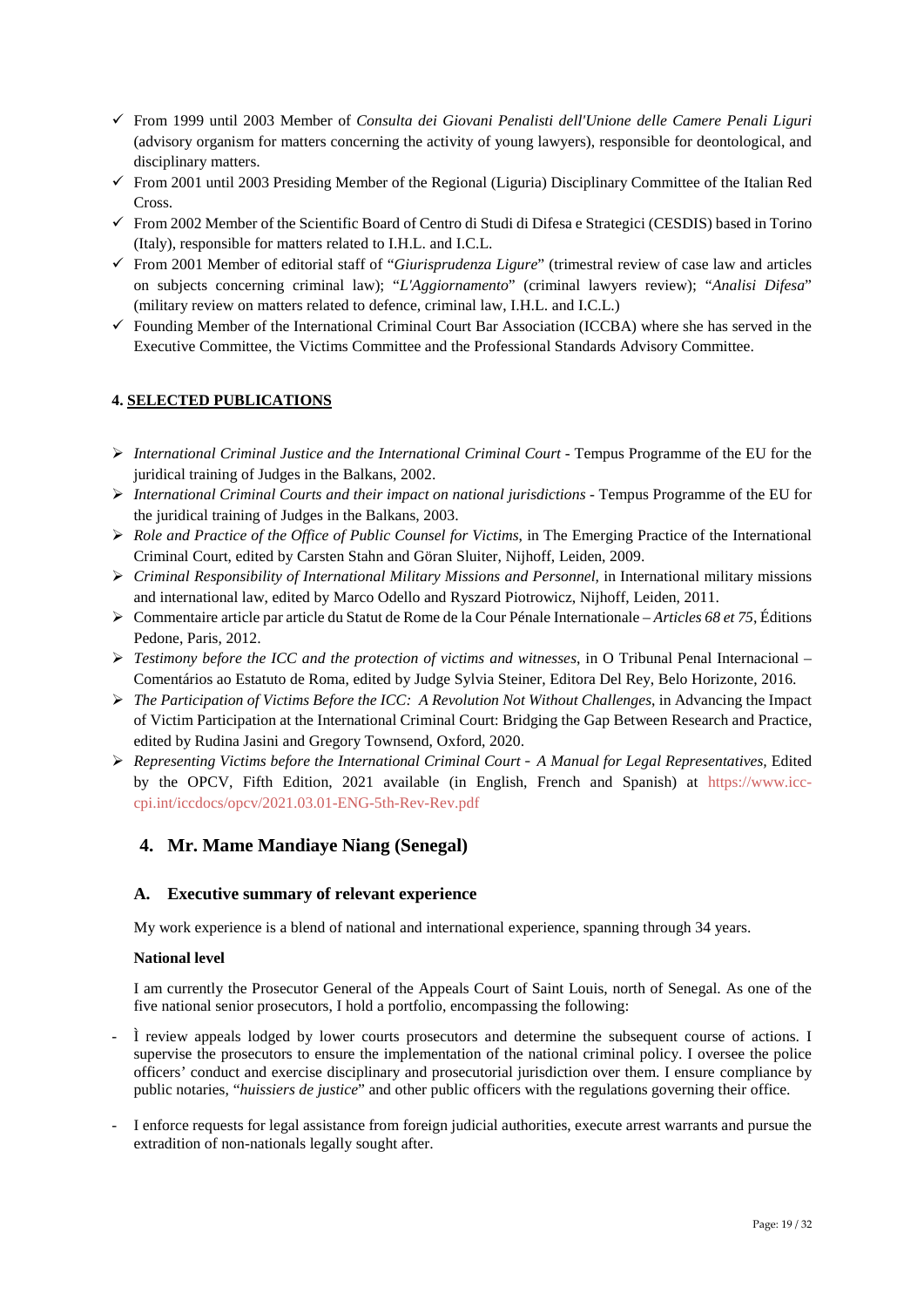- ✓ From 1999 until 2003 Member of *Consulta dei Giovani Penalisti dell'Unione delle Camere Penali Liguri* (advisory organism for matters concerning the activity of young lawyers), responsible for deontological, and disciplinary matters.
- ✓ From 2001 until 2003 Presiding Member of the Regional (Liguria) Disciplinary Committee of the Italian Red Cross.
- ✓ From 2002 Member of the Scientific Board of Centro di Studi di Difesa e Strategici (CESDIS) based in Torino (Italy), responsible for matters related to I.H.L. and I.C.L.
- ✓ From 2001 Member of editorial staff of "*Giurisprudenza Ligure*" (trimestral review of case law and articles on subjects concerning criminal law); "*L'Aggiornamento*" (criminal lawyers review); "*Analisi Difesa*" (military review on matters related to defence, criminal law, I.H.L. and I.C.L.)
- ✓ Founding Member of the International Criminal Court Bar Association (ICCBA) where she has served in the Executive Committee, the Victims Committee and the Professional Standards Advisory Committee.

**4. SELECTED PUBLICATIONS**

- *International Criminal Justice and the International Criminal Court* - Tempus Programme of the EU for the juridical training of Judges in the Balkans, 2002.
- *International Criminal Courts and their impact on national jurisdictions* - Tempus Programme of the EU for the juridical training of Judges in the Balkans, 2003.
- *Role and Practice of the Office of Public Counsel for Victims*, in The Emerging Practice of the International Criminal Court, edited by Carsten Stahn and Göran Sluiter, Nijhoff, Leiden, 2009.
- *Criminal Responsibility of International Military Missions and Personnel,* in International military missions and international law, edited by Marco Odello and Ryszard Piotrowicz, Nijhoff, Leiden, 2011.
- Commentaire article par article du Statut de Rome de la Cour Pénale Internationale – *Articles 68 et 75*, Éditions Pedone, Paris, 2012.
- *Testimony before the ICC and the protection of victims and witnesses*, in O Tribunal Penal Internacional – Comentários ao Estatuto de Roma, edited by Judge Sylvia Steiner, Editora Del Rey, Belo Horizonte, 2016.
- *The Participation of Victims Before the ICC: A Revolution Not Without Challenges*, in Advancing the Impact of Victim Participation at the International Criminal Court: Bridging the Gap Between Research and Practice, edited by Rudina Jasini and Gregory Townsend, Oxford, 2020.
- *Representing Victims before the International Criminal Court - A Manual for Legal Representatives,* Edited by the OPCV, Fifth Edition, 2021 available (in English, French and Spanish) at https://www.icc-cpi.int/iccdocs/opcv/2021.03.01-ENG-5th-Rev-Rev.pdf

## 4. Mr. Mame Mandiaye Niang (Senegal)

### A. Executive summary of relevant experience

My work experience is a blend of national and international experience, spanning through 34 years.

**National level**

I am currently the Prosecutor General of the Appeals Court of Saint Louis, north of Senegal. As one of the five national senior prosecutors, I hold a portfolio, encompassing the following:

- Ì review appeals lodged by lower courts prosecutors and determine the subsequent course of actions. I supervise the prosecutors to ensure the implementation of the national criminal policy. I oversee the police officers' conduct and exercise disciplinary and prosecutorial jurisdiction over them. I ensure compliance by public notaries, "*huissiers de justice*" and other public officers with the regulations governing their office.

- I enforce requests for legal assistance from foreign judicial authorities, execute arrest warrants and pursue the extradition of non-nationals legally sought after.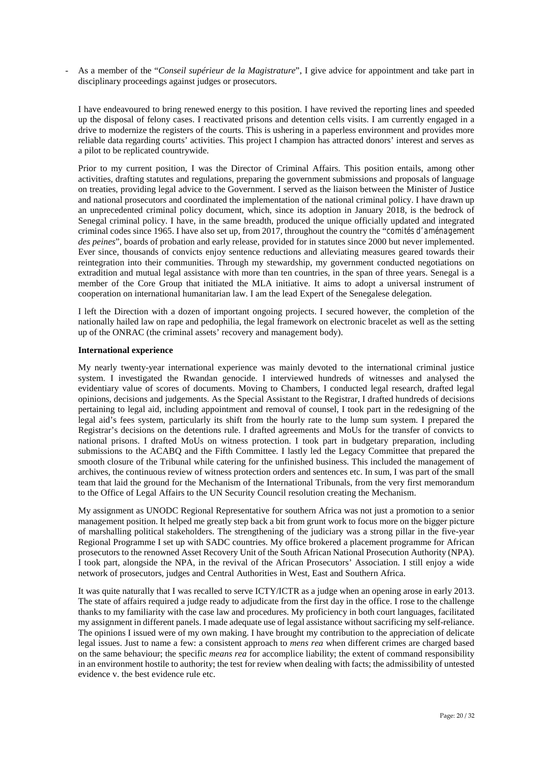- As a member of the "*Conseil supérieur de la Magistrature*", I give advice for appointment and take part in disciplinary proceedings against judges or prosecutors.

I have endeavoured to bring renewed energy to this position. I have revived the reporting lines and speeded up the disposal of felony cases. I reactivated prisons and detention cells visits. I am currently engaged in a drive to modernize the registers of the courts. This is ushering in a paperless environment and provides more reliable data regarding courts' activities. This project I champion has attracted donors' interest and serves as a pilot to be replicated countrywide.

Prior to my current position, I was the Director of Criminal Affairs. This position entails, among other activities, drafting statutes and regulations, preparing the government submissions and proposals of language on treaties, providing legal advice to the Government. I served as the liaison between the Minister of Justice and national prosecutors and coordinated the implementation of the national criminal policy. I have drawn up an unprecedented criminal policy document, which, since its adoption in January 2018, is the bedrock of Senegal criminal policy. I have, in the same breadth, produced the unique officially updated and integrated criminal codes since 1965. I have also set up, from 2017, throughout the country the "*comités d'aménagement des peines*", boards of probation and early release, provided for in statutes since 2000 but never implemented. Ever since, thousands of convicts enjoy sentence reductions and alleviating measures geared towards their reintegration into their communities. Through my stewardship, my government conducted negotiations on extradition and mutual legal assistance with more than ten countries, in the span of three years. Senegal is a member of the Core Group that initiated the MLA initiative. It aims to adopt a universal instrument of cooperation on international humanitarian law. I am the lead Expert of the Senegalese delegation.

I left the Direction with a dozen of important ongoing projects. I secured however, the completion of the nationally hailed law on rape and pedophilia, the legal framework on electronic bracelet as well as the setting up of the ONRAC (the criminal assets' recovery and management body).

**International experience**

My nearly twenty-year international experience was mainly devoted to the international criminal justice system. I investigated the Rwandan genocide. I interviewed hundreds of witnesses and analysed the evidentiary value of scores of documents. Moving to Chambers, I conducted legal research, drafted legal opinions, decisions and judgements. As the Special Assistant to the Registrar, I drafted hundreds of decisions pertaining to legal aid, including appointment and removal of counsel, I took part in the redesigning of the legal aid's fees system, particularly its shift from the hourly rate to the lump sum system. I prepared the Registrar's decisions on the detentions rule. I drafted agreements and MoUs for the transfer of convicts to national prisons. I drafted MoUs on witness protection. I took part in budgetary preparation, including submissions to the ACABQ and the Fifth Committee. I lastly led the Legacy Committee that prepared the smooth closure of the Tribunal while catering for the unfinished business. This included the management of archives, the continuous review of witness protection orders and sentences etc. In sum, I was part of the small team that laid the ground for the Mechanism of the International Tribunals, from the very first memorandum to the Office of Legal Affairs to the UN Security Council resolution creating the Mechanism.

My assignment as UNODC Regional Representative for southern Africa was not just a promotion to a senior management position. It helped me greatly step back a bit from grunt work to focus more on the bigger picture of marshalling political stakeholders. The strengthening of the judiciary was a strong pillar in the five-year Regional Programme I set up with SADC countries. My office brokered a placement programme for African prosecutors to the renowned Asset Recovery Unit of the South African National Prosecution Authority (NPA). I took part, alongside the NPA, in the revival of the African Prosecutors' Association. I still enjoy a wide network of prosecutors, judges and Central Authorities in West, East and Southern Africa.

It was quite naturally that I was recalled to serve ICTY/ICTR as a judge when an opening arose in early 2013. The state of affairs required a judge ready to adjudicate from the first day in the office. I rose to the challenge thanks to my familiarity with the case law and procedures. My proficiency in both court languages, facilitated my assignment in different panels. I made adequate use of legal assistance without sacrificing my self-reliance. The opinions I issued were of my own making. I have brought my contribution to the appreciation of delicate legal issues. Just to name a few: a consistent approach to *mens rea* when different crimes are charged based on the same behaviour; the specific *means rea* for accomplice liability; the extent of command responsibility in an environment hostile to authority; the test for review when dealing with facts; the admissibility of untested evidence v. the best evidence rule etc.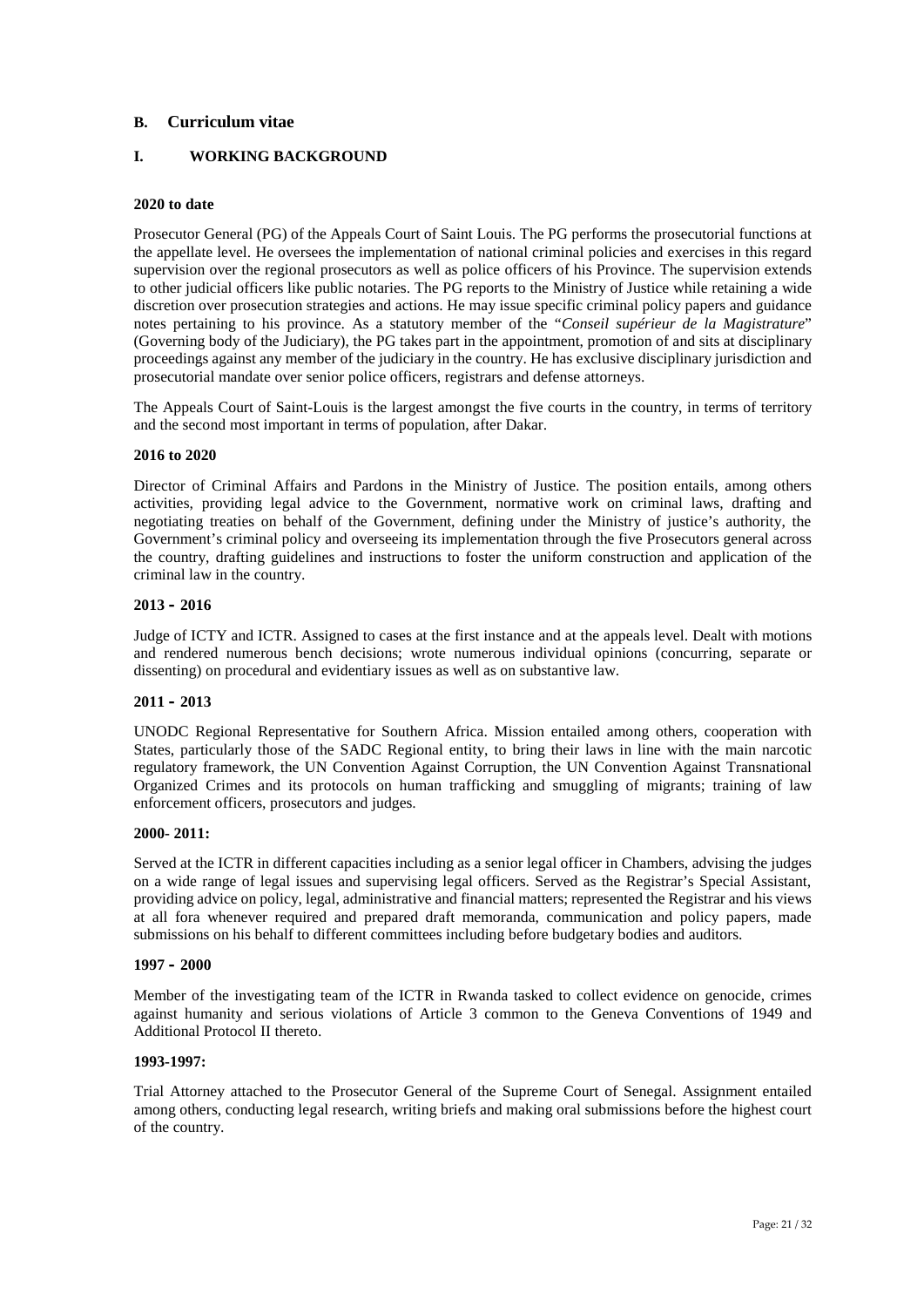## B. Curriculum vitae

### I. WORKING BACKGROUND

**2020 to date**

Prosecutor General (PG) of the Appeals Court of Saint Louis. The PG performs the prosecutorial functions at the appellate level. He oversees the implementation of national criminal policies and exercises in this regard supervision over the regional prosecutors as well as police officers of his Province. The supervision extends to other judicial officers like public notaries. The PG reports to the Ministry of Justice while retaining a wide discretion over prosecution strategies and actions. He may issue specific criminal policy papers and guidance notes pertaining to his province. As a statutory member of the "*Conseil supérieur de la Magistrature*" (Governing body of the Judiciary), the PG takes part in the appointment, promotion of and sits at disciplinary proceedings against any member of the judiciary in the country. He has exclusive disciplinary jurisdiction and prosecutorial mandate over senior police officers, registrars and defense attorneys.

The Appeals Court of Saint-Louis is the largest amongst the five courts in the country, in terms of territory and the second most important in terms of population, after Dakar.

**2016 to 2020**

Director of Criminal Affairs and Pardons in the Ministry of Justice. The position entails, among others activities, providing legal advice to the Government, normative work on criminal laws, drafting and negotiating treaties on behalf of the Government, defining under the Ministry of justice's authority, the Government's criminal policy and overseeing its implementation through the five Prosecutors general across the country, drafting guidelines and instructions to foster the uniform construction and application of the criminal law in the country.

**2013 – 2016**

Judge of ICTY and ICTR. Assigned to cases at the first instance and at the appeals level. Dealt with motions and rendered numerous bench decisions; wrote numerous individual opinions (concurring, separate or dissenting) on procedural and evidentiary issues as well as on substantive law.

**2011 – 2013**

UNODC Regional Representative for Southern Africa. Mission entailed among others, cooperation with States, particularly those of the SADC Regional entity, to bring their laws in line with the main narcotic regulatory framework, the UN Convention Against Corruption, the UN Convention Against Transnational Organized Crimes and its protocols on human trafficking and smuggling of migrants; training of law enforcement officers, prosecutors and judges.

**2000- 2011:**

Served at the ICTR in different capacities including as a senior legal officer in Chambers, advising the judges on a wide range of legal issues and supervising legal officers. Served as the Registrar's Special Assistant, providing advice on policy, legal, administrative and financial matters; represented the Registrar and his views at all fora whenever required and prepared draft memoranda, communication and policy papers, made submissions on his behalf to different committees including before budgetary bodies and auditors.

**1997 – 2000**

Member of the investigating team of the ICTR in Rwanda tasked to collect evidence on genocide, crimes against humanity and serious violations of Article 3 common to the Geneva Conventions of 1949 and Additional Protocol II thereto.

**1993-1997:**

Trial Attorney attached to the Prosecutor General of the Supreme Court of Senegal. Assignment entailed among others, conducting legal research, writing briefs and making oral submissions before the highest court of the country.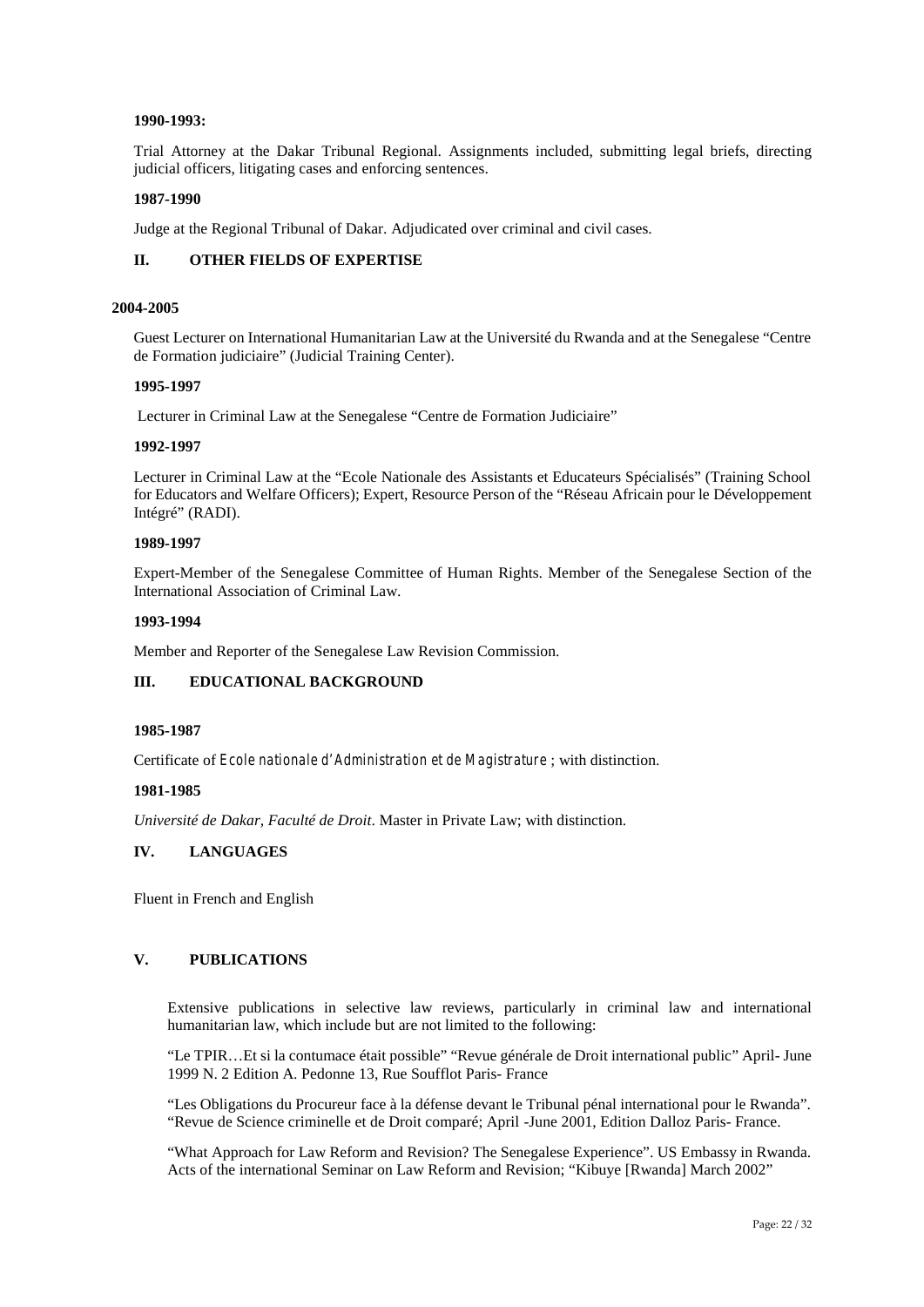**1990-1993:**

Trial Attorney at the Dakar Tribunal Regional. Assignments included, submitting legal briefs, directing judicial officers, litigating cases and enforcing sentences.

**1987-1990**

Judge at the Regional Tribunal of Dakar. Adjudicated over criminal and civil cases.

## II. OTHER FIELDS OF EXPERTISE

**2004-2005**

Guest Lecturer on International Humanitarian Law at the Université du Rwanda and at the Senegalese "Centre de Formation judiciaire" (Judicial Training Center).

**1995-1997**

Lecturer in Criminal Law at the Senegalese "Centre de Formation Judiciaire"

**1992-1997**

Lecturer in Criminal Law at the "Ecole Nationale des Assistants et Educateurs Spécialisés" (Training School for Educators and Welfare Officers); Expert, Resource Person of the "Réseau Africain pour le Développement Intégré" (RADI).

**1989-1997**

Expert-Member of the Senegalese Committee of Human Rights. Member of the Senegalese Section of the International Association of Criminal Law.

**1993-1994**

Member and Reporter of the Senegalese Law Revision Commission.

## III. EDUCATIONAL BACKGROUND

**1985-1987**

Certificate of *Ecole nationale d'Administration et de Magistrature* ; with distinction.

**1981-1985**

*Université de Dakar, Faculté de Droit*. Master in Private Law; with distinction.

## IV. LANGUAGES

Fluent in French and English

## V. PUBLICATIONS

Extensive publications in selective law reviews, particularly in criminal law and international humanitarian law, which include but are not limited to the following:

"Le TPIR…Et si la contumace était possible" "Revue générale de Droit international public" April- June 1999 N. 2 Edition A. Pedonne 13, Rue Soufflot Paris- France

"Les Obligations du Procureur face à la défense devant le Tribunal pénal international pour le Rwanda". "Revue de Science criminelle et de Droit comparé; April -June 2001, Edition Dalloz Paris- France.

"What Approach for Law Reform and Revision? The Senegalese Experience". US Embassy in Rwanda. Acts of the international Seminar on Law Reform and Revision; "Kibuye [Rwanda] March 2002"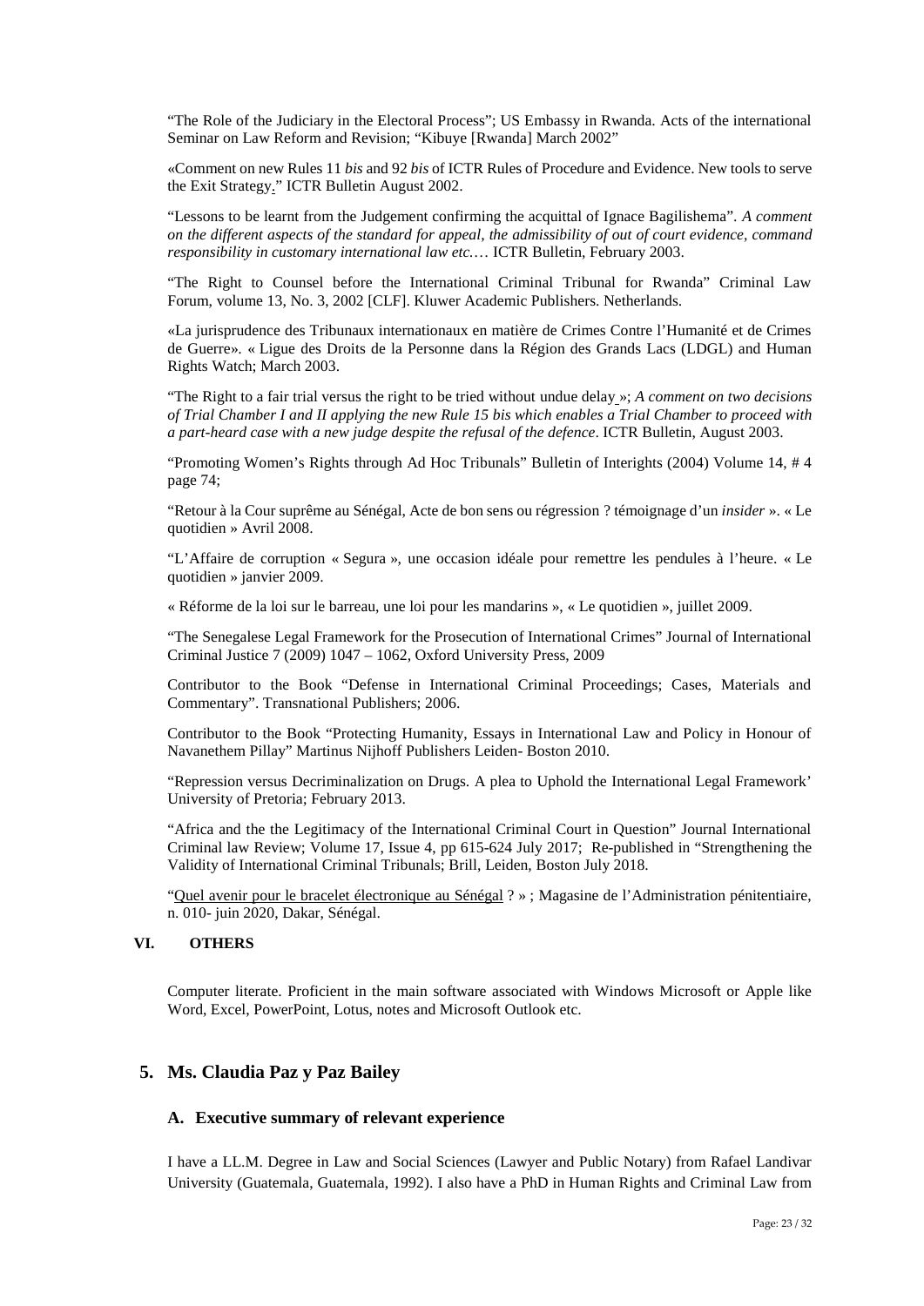"The Role of the Judiciary in the Electoral Process"; US Embassy in Rwanda. Acts of the international Seminar on Law Reform and Revision; "Kibuye [Rwanda] March 2002"

«Comment on new Rules 11 *bis* and 92 *bis* of ICTR Rules of Procedure and Evidence. New tools to serve the Exit Strategy." ICTR Bulletin August 2002.

"Lessons to be learnt from the Judgement confirming the acquittal of Ignace Bagilishema". *A comment on the different aspects of the standard for appeal, the admissibility of out of court evidence, command responsibility in customary international law etc.…* ICTR Bulletin, February 2003.

"The Right to Counsel before the International Criminal Tribunal for Rwanda" Criminal Law Forum, volume 13, No. 3, 2002 [CLF]. Kluwer Academic Publishers. Netherlands.

«La jurisprudence des Tribunaux internationaux en matière de Crimes Contre l'Humanité et de Crimes de Guerre». « Ligue des Droits de la Personne dans la Région des Grands Lacs (LDGL) and Human Rights Watch; March 2003.

"The Right to a fair trial versus the right to be tried without undue delay »; *A comment on two decisions of Trial Chamber I and II applying the new Rule 15 bis which enables a Trial Chamber to proceed with a part-heard case with a new judge despite the refusal of the defence*. ICTR Bulletin, August 2003.

"Promoting Women's Rights through Ad Hoc Tribunals" Bulletin of Interights (2004) Volume 14, # 4 page 74;

"Retour à la Cour suprême au Sénégal, Acte de bon sens ou régression ? témoignage d'un *insider* ». « Le quotidien » Avril 2008.

"L'Affaire de corruption « Segura », une occasion idéale pour remettre les pendules à l'heure. « Le quotidien » janvier 2009.

« Réforme de la loi sur le barreau, une loi pour les mandarins », « Le quotidien », juillet 2009.

"The Senegalese Legal Framework for the Prosecution of International Crimes" Journal of International Criminal Justice 7 (2009) 1047 – 1062, Oxford University Press, 2009

Contributor to the Book "Defense in International Criminal Proceedings; Cases, Materials and Commentary". Transnational Publishers; 2006.

Contributor to the Book "Protecting Humanity, Essays in International Law and Policy in Honour of Navanethem Pillay" Martinus Nijhoff Publishers Leiden- Boston 2010.

"Repression versus Decriminalization on Drugs. A plea to Uphold the International Legal Framework' University of Pretoria; February 2013.

"Africa and the the Legitimacy of the International Criminal Court in Question" Journal International Criminal law Review; Volume 17, Issue 4, pp 615-624 July 2017; Re-published in "Strengthening the Validity of International Criminal Tribunals; Brill, Leiden, Boston July 2018.

"Quel avenir pour le bracelet électronique au Sénégal ? » ; Magasine de l'Administration pénitentiaire, n. 010- juin 2020, Dakar, Sénégal.

#### VI. OTHERS

Computer literate. Proficient in the main software associated with Windows Microsoft or Apple like Word, Excel, PowerPoint, Lotus, notes and Microsoft Outlook etc.

## 5. Ms. Claudia Paz y Paz Bailey

### A. Executive summary of relevant experience

I have a LL.M. Degree in Law and Social Sciences (Lawyer and Public Notary) from Rafael Landivar University (Guatemala, Guatemala, 1992). I also have a PhD in Human Rights and Criminal Law from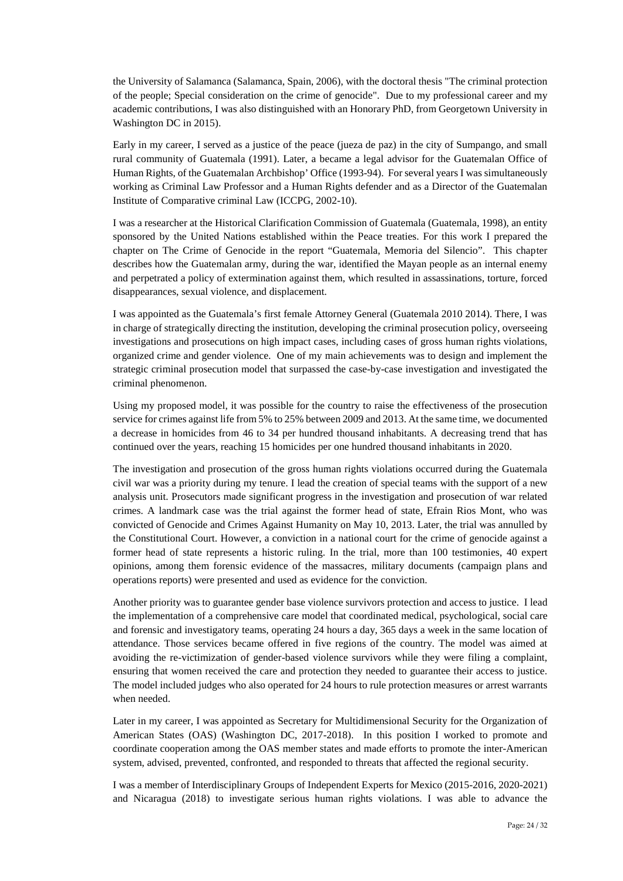the University of Salamanca (Salamanca, Spain, 2006), with the doctoral thesis "The criminal protection of the people; Special consideration on the crime of genocide". Due to my professional career and my academic contributions, I was also distinguished with an Honorary PhD, from Georgetown University in Washington DC in 2015).

Early in my career, I served as a justice of the peace (jueza de paz) in the city of Sumpango, and small rural community of Guatemala (1991). Later, a became a legal advisor for the Guatemalan Office of Human Rights, of the Guatemalan Archbishop' Office (1993-94). For several years I was simultaneously working as Criminal Law Professor and a Human Rights defender and as a Director of the Guatemalan Institute of Comparative criminal Law (ICCPG, 2002-10).

I was a researcher at the Historical Clarification Commission of Guatemala (Guatemala, 1998), an entity sponsored by the United Nations established within the Peace treaties. For this work I prepared the chapter on The Crime of Genocide in the report "Guatemala, Memoria del Silencio". This chapter describes how the Guatemalan army, during the war, identified the Mayan people as an internal enemy and perpetrated a policy of extermination against them, which resulted in assassinations, torture, forced disappearances, sexual violence, and displacement.

I was appointed as the Guatemala's first female Attorney General (Guatemala 2010 2014). There, I was in charge of strategically directing the institution, developing the criminal prosecution policy, overseeing investigations and prosecutions on high impact cases, including cases of gross human rights violations, organized crime and gender violence. One of my main achievements was to design and implement the strategic criminal prosecution model that surpassed the case-by-case investigation and investigated the criminal phenomenon.

Using my proposed model, it was possible for the country to raise the effectiveness of the prosecution service for crimes against life from 5% to 25% between 2009 and 2013. At the same time, we documented a decrease in homicides from 46 to 34 per hundred thousand inhabitants. A decreasing trend that has continued over the years, reaching 15 homicides per one hundred thousand inhabitants in 2020.

The investigation and prosecution of the gross human rights violations occurred during the Guatemala civil war was a priority during my tenure. I lead the creation of special teams with the support of a new analysis unit. Prosecutors made significant progress in the investigation and prosecution of war related crimes. A landmark case was the trial against the former head of state, Efrain Rios Mont, who was convicted of Genocide and Crimes Against Humanity on May 10, 2013. Later, the trial was annulled by the Constitutional Court. However, a conviction in a national court for the crime of genocide against a former head of state represents a historic ruling. In the trial, more than 100 testimonies, 40 expert opinions, among them forensic evidence of the massacres, military documents (campaign plans and operations reports) were presented and used as evidence for the conviction.

Another priority was to guarantee gender base violence survivors protection and access to justice. I lead the implementation of a comprehensive care model that coordinated medical, psychological, social care and forensic and investigatory teams, operating 24 hours a day, 365 days a week in the same location of attendance. Those services became offered in five regions of the country. The model was aimed at avoiding the re-victimization of gender-based violence survivors while they were filing a complaint, ensuring that women received the care and protection they needed to guarantee their access to justice. The model included judges who also operated for 24 hours to rule protection measures or arrest warrants when needed.

Later in my career, I was appointed as Secretary for Multidimensional Security for the Organization of American States (OAS) (Washington DC, 2017-2018). In this position I worked to promote and coordinate cooperation among the OAS member states and made efforts to promote the inter-American system, advised, prevented, confronted, and responded to threats that affected the regional security.

I was a member of Interdisciplinary Groups of Independent Experts for Mexico (2015-2016, 2020-2021) and Nicaragua (2018) to investigate serious human rights violations. I was able to advance the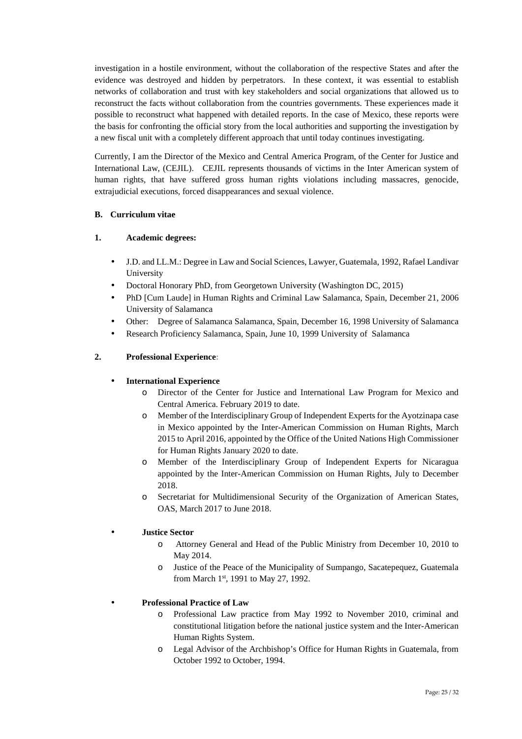investigation in a hostile environment, without the collaboration of the respective States and after the evidence was destroyed and hidden by perpetrators. In these context, it was essential to establish networks of collaboration and trust with key stakeholders and social organizations that allowed us to reconstruct the facts without collaboration from the countries governments. These experiences made it possible to reconstruct what happened with detailed reports. In the case of Mexico, these reports were the basis for confronting the official story from the local authorities and supporting the investigation by a new fiscal unit with a completely different approach that until today continues investigating.

Currently, I am the Director of the Mexico and Central America Program, of the Center for Justice and International Law, (CEJIL). CEJIL represents thousands of victims in the Inter American system of human rights, that have suffered gross human rights violations including massacres, genocide, extrajudicial executions, forced disappearances and sexual violence.

**B. Curriculum vitae**

**1. Academic degrees:**

- J.D. and LL.M.: Degree in Law and Social Sciences, Lawyer, Guatemala, 1992, Rafael Landivar University
- Doctoral Honorary PhD, from Georgetown University (Washington DC, 2015)
- PhD [Cum Laude] in Human Rights and Criminal Law Salamanca, Spain, December 21, 2006 University of Salamanca
- Other: Degree of Salamanca Salamanca, Spain, December 16, 1998 University of Salamanca
- Research Proficiency Salamanca, Spain, June 10, 1999 University of Salamanca

**2. Professional Experience:**

- **International Experience**
  - Director of the Center for Justice and International Law Program for Mexico and Central America. February 2019 to date.
  - Member of the Interdisciplinary Group of Independent Experts for the Ayotzinapa case in Mexico appointed by the Inter-American Commission on Human Rights, March 2015 to April 2016, appointed by the Office of the United Nations High Commissioner for Human Rights January 2020 to date.
  - Member of the Interdisciplinary Group of Independent Experts for Nicaragua appointed by the Inter-American Commission on Human Rights, July to December 2018.
  - Secretariat for Multidimensional Security of the Organization of American States, OAS, March 2017 to June 2018.

- **Justice Sector**
  - Attorney General and Head of the Public Ministry from December 10, 2010 to May 2014.
  - Justice of the Peace of the Municipality of Sumpango, Sacatepequez, Guatemala from March 1st, 1991 to May 27, 1992.

- **Professional Practice of Law**
  - Professional Law practice from May 1992 to November 2010, criminal and constitutional litigation before the national justice system and the Inter-American Human Rights System.
  - Legal Advisor of the Archbishop's Office for Human Rights in Guatemala, from October 1992 to October, 1994.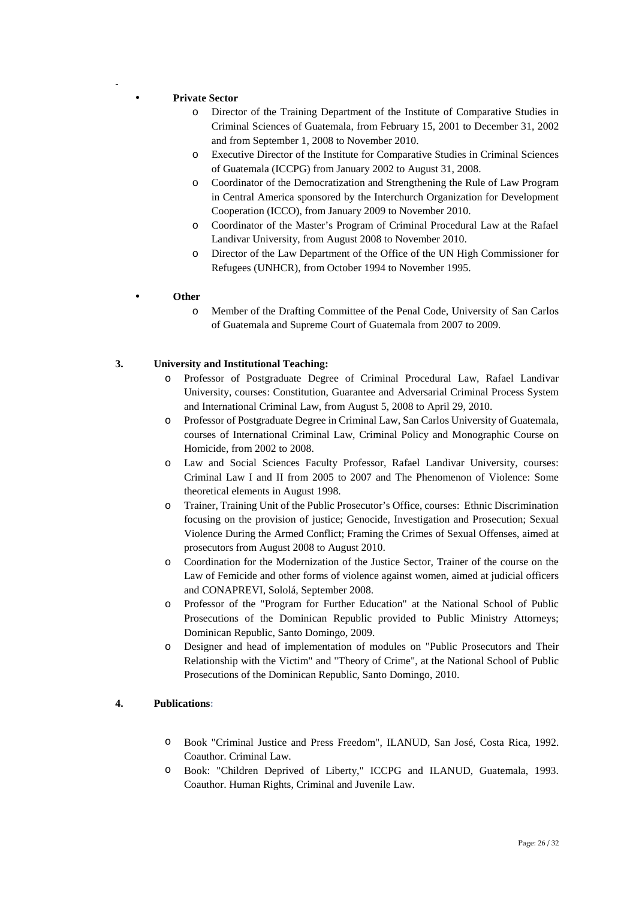- **Private Sector**
    - Director of the Training Department of the Institute of Comparative Studies in Criminal Sciences of Guatemala, from February 15, 2001 to December 31, 2002 and from September 1, 2008 to November 2010.
    - Executive Director of the Institute for Comparative Studies in Criminal Sciences of Guatemala (ICCPG) from January 2002 to August 31, 2008.
    - Coordinator of the Democratization and Strengthening the Rule of Law Program in Central America sponsored by the Interchurch Organization for Development Cooperation (ICCO), from January 2009 to November 2010.
    - Coordinator of the Master's Program of Criminal Procedural Law at the Rafael Landivar University, from August 2008 to November 2010.
    - Director of the Law Department of the Office of the UN High Commissioner for Refugees (UNHCR), from October 1994 to November 1995.

- **Other**
    - Member of the Drafting Committee of the Penal Code, University of San Carlos of Guatemala and Supreme Court of Guatemala from 2007 to 2009.

**3. University and Institutional Teaching:**

- Professor of Postgraduate Degree of Criminal Procedural Law, Rafael Landivar University, courses: Constitution, Guarantee and Adversarial Criminal Process System and International Criminal Law, from August 5, 2008 to April 29, 2010.
- Professor of Postgraduate Degree in Criminal Law, San Carlos University of Guatemala, courses of International Criminal Law, Criminal Policy and Monographic Course on Homicide, from 2002 to 2008.
- Law and Social Sciences Faculty Professor, Rafael Landivar University, courses: Criminal Law I and II from 2005 to 2007 and The Phenomenon of Violence: Some theoretical elements in August 1998.
- Trainer, Training Unit of the Public Prosecutor's Office, courses: Ethnic Discrimination focusing on the provision of justice; Genocide, Investigation and Prosecution; Sexual Violence During the Armed Conflict; Framing the Crimes of Sexual Offenses, aimed at prosecutors from August 2008 to August 2010.
- Coordination for the Modernization of the Justice Sector, Trainer of the course on the Law of Femicide and other forms of violence against women, aimed at judicial officers and CONAPREVI, Sololá, September 2008.
- Professor of the "Program for Further Education" at the National School of Public Prosecutions of the Dominican Republic provided to Public Ministry Attorneys; Dominican Republic, Santo Domingo, 2009.
- Designer and head of implementation of modules on "Public Prosecutors and Their Relationship with the Victim" and "Theory of Crime", at the National School of Public Prosecutions of the Dominican Republic, Santo Domingo, 2010.

**4. Publications:**

- Book "Criminal Justice and Press Freedom", ILANUD, San José, Costa Rica, 1992. Coauthor. Criminal Law.
- Book: "Children Deprived of Liberty," ICCPG and ILANUD, Guatemala, 1993. Coauthor. Human Rights, Criminal and Juvenile Law.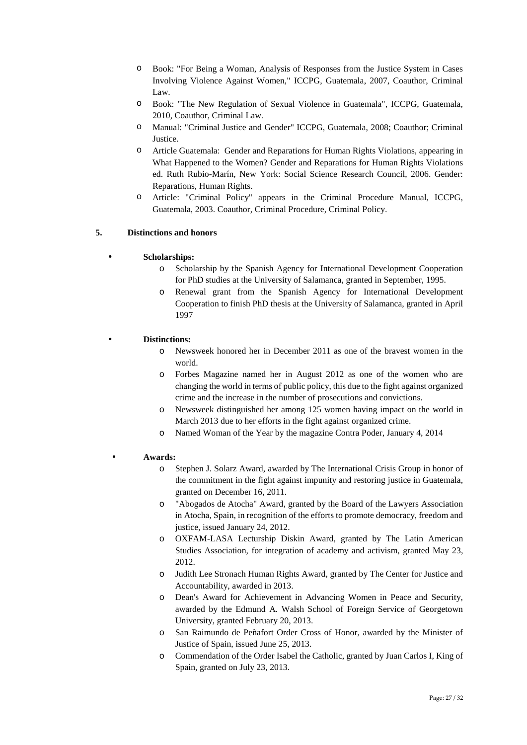- Book: "For Being a Woman, Analysis of Responses from the Justice System in Cases Involving Violence Against Women," ICCPG, Guatemala, 2007, Coauthor, Criminal Law.
- Book: "The New Regulation of Sexual Violence in Guatemala", ICCPG, Guatemala, 2010, Coauthor, Criminal Law.
- Manual: "Criminal Justice and Gender" ICCPG, Guatemala, 2008; Coauthor; Criminal Justice.
- Article Guatemala: Gender and Reparations for Human Rights Violations, appearing in What Happened to the Women? Gender and Reparations for Human Rights Violations ed. Ruth Rubio-Marín, New York: Social Science Research Council, 2006. Gender: Reparations, Human Rights.
- Article: "Criminal Policy" appears in the Criminal Procedure Manual, ICCPG, Guatemala, 2003. Coauthor, Criminal Procedure, Criminal Policy.

## 5. Distinctions and honors

- **Scholarships:**
  - Scholarship by the Spanish Agency for International Development Cooperation for PhD studies at the University of Salamanca, granted in September, 1995.
  - Renewal grant from the Spanish Agency for International Development Cooperation to finish PhD thesis at the University of Salamanca, granted in April 1997

- **Distinctions:**
  - Newsweek honored her in December 2011 as one of the bravest women in the world.
  - Forbes Magazine named her in August 2012 as one of the women who are changing the world in terms of public policy, this due to the fight against organized crime and the increase in the number of prosecutions and convictions.
  - Newsweek distinguished her among 125 women having impact on the world in March 2013 due to her efforts in the fight against organized crime.
  - Named Woman of the Year by the magazine Contra Poder, January 4, 2014

- **Awards:**
  - Stephen J. Solarz Award, awarded by The International Crisis Group in honor of the commitment in the fight against impunity and restoring justice in Guatemala, granted on December 16, 2011.
  - "Abogados de Atocha" Award, granted by the Board of the Lawyers Association in Atocha, Spain, in recognition of the efforts to promote democracy, freedom and justice, issued January 24, 2012.
  - OXFAM-LASA Lecturship Diskin Award, granted by The Latin American Studies Association, for integration of academy and activism, granted May 23, 2012.
  - Judith Lee Stronach Human Rights Award, granted by The Center for Justice and Accountability, awarded in 2013.
  - Dean's Award for Achievement in Advancing Women in Peace and Security, awarded by the Edmund A. Walsh School of Foreign Service of Georgetown University, granted February 20, 2013.
  - San Raimundo de Peñafort Order Cross of Honor, awarded by the Minister of Justice of Spain, issued June 25, 2013.
  - Commendation of the Order Isabel the Catholic, granted by Juan Carlos I, King of Spain, granted on July 23, 2013.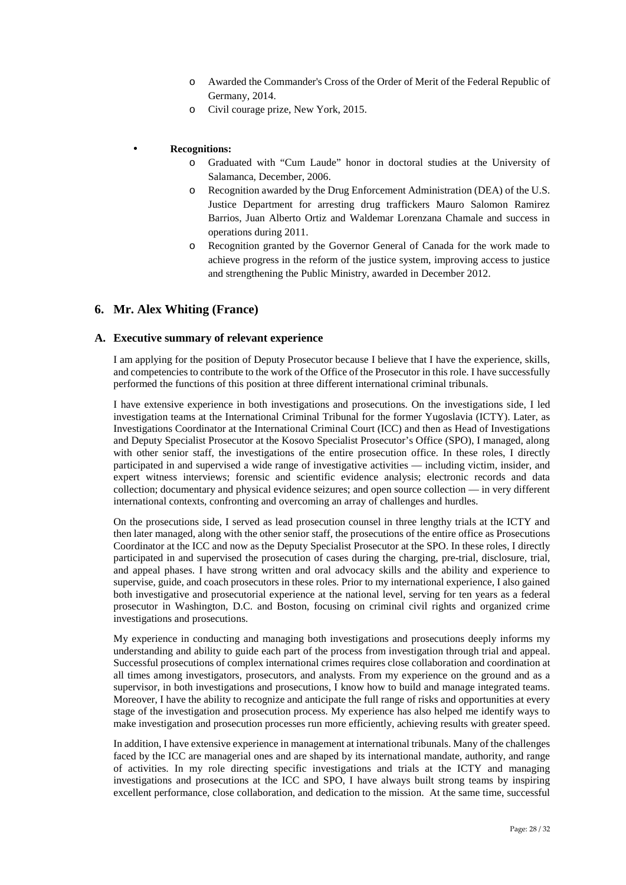- Awarded the Commander's Cross of the Order of Merit of the Federal Republic of Germany, 2014.
- Civil courage prize, New York, 2015.

- **Recognitions:**
  - Graduated with "Cum Laude" honor in doctoral studies at the University of Salamanca, December, 2006.
  - Recognition awarded by the Drug Enforcement Administration (DEA) of the U.S. Justice Department for arresting drug traffickers Mauro Salomon Ramirez Barrios, Juan Alberto Ortiz and Waldemar Lorenzana Chamale and success in operations during 2011.
  - Recognition granted by the Governor General of Canada for the work made to achieve progress in the reform of the justice system, improving access to justice and strengthening the Public Ministry, awarded in December 2012.

## 6. Mr. Alex Whiting (France)

### A. Executive summary of relevant experience

I am applying for the position of Deputy Prosecutor because I believe that I have the experience, skills, and competencies to contribute to the work of the Office of the Prosecutor in this role. I have successfully performed the functions of this position at three different international criminal tribunals.

I have extensive experience in both investigations and prosecutions. On the investigations side, I led investigation teams at the International Criminal Tribunal for the former Yugoslavia (ICTY). Later, as Investigations Coordinator at the International Criminal Court (ICC) and then as Head of Investigations and Deputy Specialist Prosecutor at the Kosovo Specialist Prosecutor's Office (SPO), I managed, along with other senior staff, the investigations of the entire prosecution office. In these roles, I directly participated in and supervised a wide range of investigative activities — including victim, insider, and expert witness interviews; forensic and scientific evidence analysis; electronic records and data collection; documentary and physical evidence seizures; and open source collection — in very different international contexts, confronting and overcoming an array of challenges and hurdles.

On the prosecutions side, I served as lead prosecution counsel in three lengthy trials at the ICTY and then later managed, along with the other senior staff, the prosecutions of the entire office as Prosecutions Coordinator at the ICC and now as the Deputy Specialist Prosecutor at the SPO. In these roles, I directly participated in and supervised the prosecution of cases during the charging, pre-trial, disclosure, trial, and appeal phases. I have strong written and oral advocacy skills and the ability and experience to supervise, guide, and coach prosecutors in these roles. Prior to my international experience, I also gained both investigative and prosecutorial experience at the national level, serving for ten years as a federal prosecutor in Washington, D.C. and Boston, focusing on criminal civil rights and organized crime investigations and prosecutions.

My experience in conducting and managing both investigations and prosecutions deeply informs my understanding and ability to guide each part of the process from investigation through trial and appeal. Successful prosecutions of complex international crimes requires close collaboration and coordination at all times among investigators, prosecutors, and analysts. From my experience on the ground and as a supervisor, in both investigations and prosecutions, I know how to build and manage integrated teams. Moreover, I have the ability to recognize and anticipate the full range of risks and opportunities at every stage of the investigation and prosecution process. My experience has also helped me identify ways to make investigation and prosecution processes run more efficiently, achieving results with greater speed.

In addition, I have extensive experience in management at international tribunals. Many of the challenges faced by the ICC are managerial ones and are shaped by its international mandate, authority, and range of activities. In my role directing specific investigations and trials at the ICTY and managing investigations and prosecutions at the ICC and SPO, I have always built strong teams by inspiring excellent performance, close collaboration, and dedication to the mission. At the same time, successful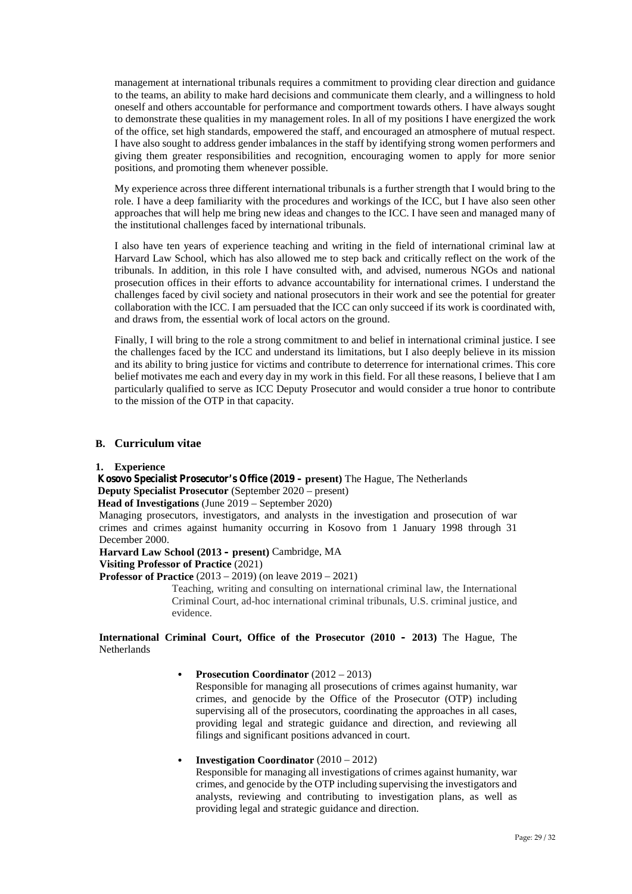management at international tribunals requires a commitment to providing clear direction and guidance to the teams, an ability to make hard decisions and communicate them clearly, and a willingness to hold oneself and others accountable for performance and comportment towards others. I have always sought to demonstrate these qualities in my management roles. In all of my positions I have energized the work of the office, set high standards, empowered the staff, and encouraged an atmosphere of mutual respect. I have also sought to address gender imbalances in the staff by identifying strong women performers and giving them greater responsibilities and recognition, encouraging women to apply for more senior positions, and promoting them whenever possible.

My experience across three different international tribunals is a further strength that I would bring to the role. I have a deep familiarity with the procedures and workings of the ICC, but I have also seen other approaches that will help me bring new ideas and changes to the ICC. I have seen and managed many of the institutional challenges faced by international tribunals.

I also have ten years of experience teaching and writing in the field of international criminal law at Harvard Law School, which has also allowed me to step back and critically reflect on the work of the tribunals. In addition, in this role I have consulted with, and advised, numerous NGOs and national prosecution offices in their efforts to advance accountability for international crimes. I understand the challenges faced by civil society and national prosecutors in their work and see the potential for greater collaboration with the ICC. I am persuaded that the ICC can only succeed if its work is coordinated with, and draws from, the essential work of local actors on the ground.

Finally, I will bring to the role a strong commitment to and belief in international criminal justice. I see the challenges faced by the ICC and understand its limitations, but I also deeply believe in its mission and its ability to bring justice for victims and contribute to deterrence for international crimes. This core belief motivates me each and every day in my work in this field. For all these reasons, I believe that I am particularly qualified to serve as ICC Deputy Prosecutor and would consider a true honor to contribute to the mission of the OTP in that capacity.

## B. Curriculum vitae

### 1. Experience

**Kosovo Specialist Prosecutor's Office (2019 – present)** The Hague, The Netherlands

**Deputy Specialist Prosecutor** (September 2020 – present)

**Head of Investigations** (June 2019 – September 2020)

Managing prosecutors, investigators, and analysts in the investigation and prosecution of war crimes and crimes against humanity occurring in Kosovo from 1 January 1998 through 31 December 2000.

**Harvard Law School (2013 – present)** Cambridge, MA

**Visiting Professor of Practice** (2021)

**Professor of Practice** (2013 – 2019) (on leave 2019 – 2021)

Teaching, writing and consulting on international criminal law, the International Criminal Court, ad-hoc international criminal tribunals, U.S. criminal justice, and evidence.

**International Criminal Court, Office of the Prosecutor (2010 – 2013)** The Hague, The Netherlands

- **Prosecution Coordinator** (2012 – 2013)
  Responsible for managing all prosecutions of crimes against humanity, war crimes, and genocide by the Office of the Prosecutor (OTP) including supervising all of the prosecutors, coordinating the approaches in all cases, providing legal and strategic guidance and direction, and reviewing all filings and significant positions advanced in court.

- **Investigation Coordinator** (2010 – 2012)
  Responsible for managing all investigations of crimes against humanity, war crimes, and genocide by the OTP including supervising the investigators and analysts, reviewing and contributing to investigation plans, as well as providing legal and strategic guidance and direction.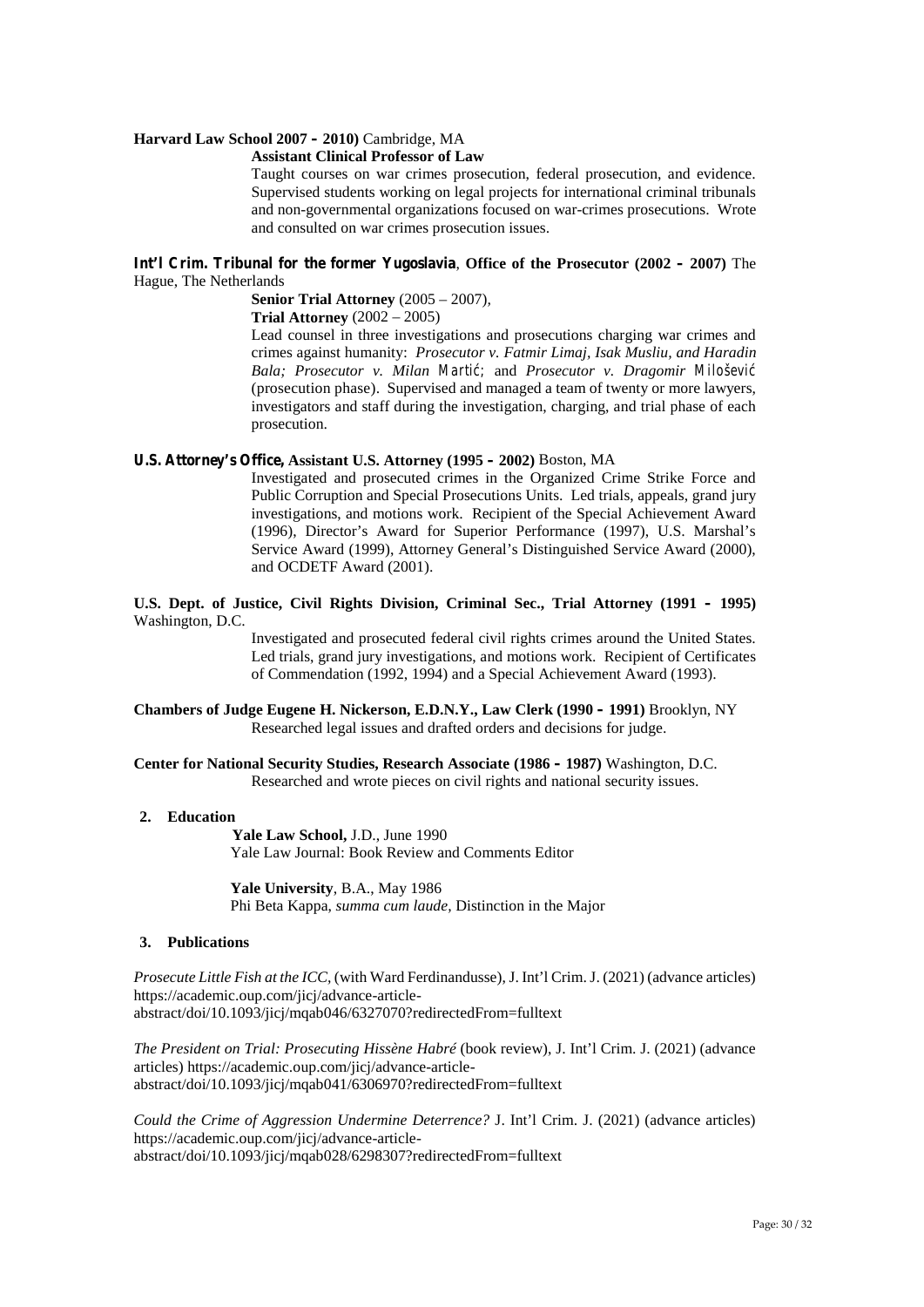**Harvard Law School 2007 – 2010)** Cambridge, MA

**Assistant Clinical Professor of Law**

Taught courses on war crimes prosecution, federal prosecution, and evidence. Supervised students working on legal projects for international criminal tribunals and non-governmental organizations focused on war-crimes prosecutions. Wrote and consulted on war crimes prosecution issues.

**Int'l Crim. Tribunal for the former Yugoslavia**, **Office of the Prosecutor (2002 – 2007)** The Hague, The Netherlands

**Senior Trial Attorney** (2005 – 2007),

**Trial Attorney** (2002 – 2005)

Lead counsel in three investigations and prosecutions charging war crimes and crimes against humanity: *Prosecutor v. Fatmir Limaj, Isak Musliu, and Haradin Bala; Prosecutor v. Milan Martić;* and *Prosecutor v. Dragomir Milošević* (prosecution phase). Supervised and managed a team of twenty or more lawyers, investigators and staff during the investigation, charging, and trial phase of each prosecution.

**U.S. Attorney's Office, Assistant U.S. Attorney (1995 – 2002)** Boston, MA

Investigated and prosecuted crimes in the Organized Crime Strike Force and Public Corruption and Special Prosecutions Units. Led trials, appeals, grand jury investigations, and motions work. Recipient of the Special Achievement Award (1996), Director's Award for Superior Performance (1997), U.S. Marshal's Service Award (1999), Attorney General's Distinguished Service Award (2000), and OCDETF Award (2001).

**U.S. Dept. of Justice, Civil Rights Division, Criminal Sec., Trial Attorney (1991 – 1995)** Washington, D.C.

Investigated and prosecuted federal civil rights crimes around the United States. Led trials, grand jury investigations, and motions work. Recipient of Certificates of Commendation (1992, 1994) and a Special Achievement Award (1993).

**Chambers of Judge Eugene H. Nickerson, E.D.N.Y., Law Clerk (1990 – 1991)** Brooklyn, NY

Researched legal issues and drafted orders and decisions for judge.

**Center for National Security Studies, Research Associate (1986 – 1987)** Washington, D.C.

Researched and wrote pieces on civil rights and national security issues.

## 2. Education

**Yale Law School,** J.D., June 1990
Yale Law Journal: Book Review and Comments Editor

**Yale University**, B.A., May 1986
Phi Beta Kappa, *summa cum laude*, Distinction in the Major

## 3. Publications

*Prosecute Little Fish at the ICC*, (with Ward Ferdinandusse), J. Int'l Crim. J. (2021) (advance articles) https://academic.oup.com/jicj/advance-article-abstract/doi/10.1093/jicj/mqab046/6327070?redirectedFrom=fulltext

*The President on Trial: Prosecuting Hissène Habré* (book review), J. Int'l Crim. J. (2021) (advance articles) https://academic.oup.com/jicj/advance-article-abstract/doi/10.1093/jicj/mqab041/6306970?redirectedFrom=fulltext

*Could the Crime of Aggression Undermine Deterrence?* J. Int'l Crim. J. (2021) (advance articles) https://academic.oup.com/jicj/advance-article-abstract/doi/10.1093/jicj/mqab028/6298307?redirectedFrom=fulltext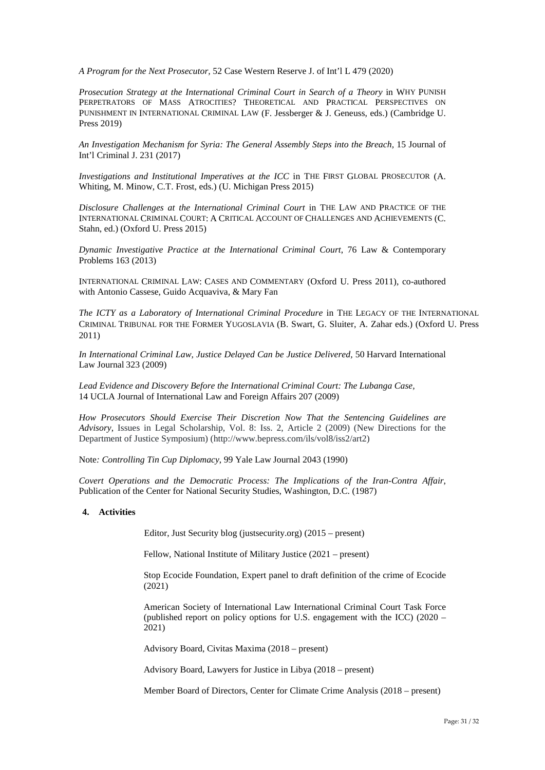*A Program for the Next Prosecutor,* 52 Case Western Reserve J. of Int'l L 479 (2020)

*Prosecution Strategy at the International Criminal Court in Search of a Theory* in WHY PUNISH PERPETRATORS OF MASS ATROCITIES? THEORETICAL AND PRACTICAL PERSPECTIVES ON PUNISHMENT IN INTERNATIONAL CRIMINAL LAW (F. Jessberger & J. Geneuss, eds.) (Cambridge U. Press 2019)

*An Investigation Mechanism for Syria: The General Assembly Steps into the Breach,* 15 Journal of Int'l Criminal J. 231 (2017)

*Investigations and Institutional Imperatives at the ICC* in THE FIRST GLOBAL PROSECUTOR (A. Whiting, M. Minow, C.T. Frost, eds.) (U. Michigan Press 2015)

*Disclosure Challenges at the International Criminal Court* in THE LAW AND PRACTICE OF THE INTERNATIONAL CRIMINAL COURT: A CRITICAL ACCOUNT OF CHALLENGES AND ACHIEVEMENTS (C. Stahn, ed.) (Oxford U. Press 2015)

*Dynamic Investigative Practice at the International Criminal Court,* 76 Law & Contemporary Problems 163 (2013)

INTERNATIONAL CRIMINAL LAW: CASES AND COMMENTARY (Oxford U. Press 2011), co-authored with Antonio Cassese, Guido Acquaviva, & Mary Fan

*The ICTY as a Laboratory of International Criminal Procedure* in THE LEGACY OF THE INTERNATIONAL CRIMINAL TRIBUNAL FOR THE FORMER YUGOSLAVIA (B. Swart, G. Sluiter, A. Zahar eds.) (Oxford U. Press 2011)

*In International Criminal Law, Justice Delayed Can be Justice Delivered,* 50 Harvard International Law Journal 323 (2009)

*Lead Evidence and Discovery Before the International Criminal Court: The Lubanga Case,* 14 UCLA Journal of International Law and Foreign Affairs 207 (2009)

*How Prosecutors Should Exercise Their Discretion Now That the Sentencing Guidelines are Advisory,* Issues in Legal Scholarship, Vol. 8: Iss. 2, Article 2 (2009) (New Directions for the Department of Justice Symposium) (http://www.bepress.com/ils/vol8/iss2/art2)

Note*: Controlling Tin Cup Diplomacy*, 99 Yale Law Journal 2043 (1990)

*Covert Operations and the Democratic Process: The Implications of the Iran-Contra Affair,* Publication of the Center for National Security Studies, Washington, D.C. (1987)

**4. Activities**

Editor, Just Security blog (justsecurity.org) (2015 – present)

Fellow, National Institute of Military Justice (2021 – present)

Stop Ecocide Foundation, Expert panel to draft definition of the crime of Ecocide (2021)

American Society of International Law International Criminal Court Task Force (published report on policy options for U.S. engagement with the ICC) (2020 – 2021)

Advisory Board, Civitas Maxima (2018 – present)

Advisory Board, Lawyers for Justice in Libya (2018 – present)

Member Board of Directors, Center for Climate Crime Analysis (2018 – present)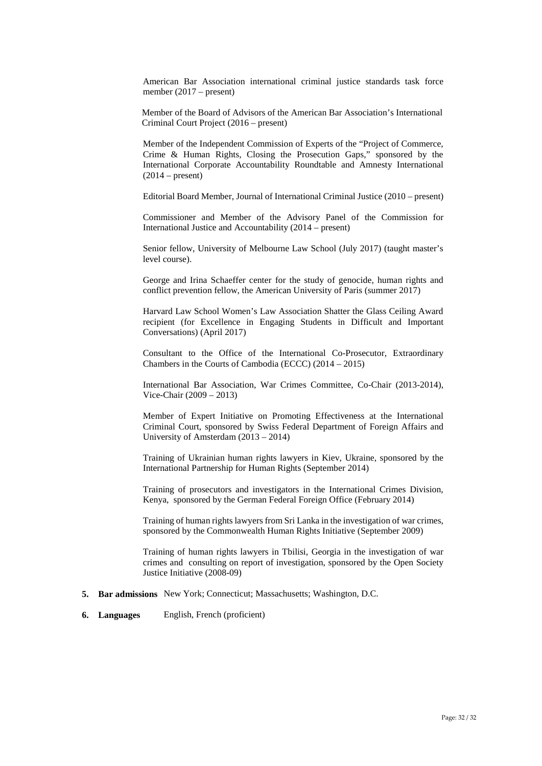American Bar Association international criminal justice standards task force member (2017 – present)

Member of the Board of Advisors of the American Bar Association's International Criminal Court Project (2016 – present)

Member of the Independent Commission of Experts of the "Project of Commerce, Crime & Human Rights, Closing the Prosecution Gaps," sponsored by the International Corporate Accountability Roundtable and Amnesty International (2014 – present)

Editorial Board Member, Journal of International Criminal Justice (2010 – present)

Commissioner and Member of the Advisory Panel of the Commission for International Justice and Accountability (2014 – present)

Senior fellow, University of Melbourne Law School (July 2017) (taught master's level course).

George and Irina Schaeffer center for the study of genocide, human rights and conflict prevention fellow, the American University of Paris (summer 2017)

Harvard Law School Women's Law Association Shatter the Glass Ceiling Award recipient (for Excellence in Engaging Students in Difficult and Important Conversations) (April 2017)

Consultant to the Office of the International Co-Prosecutor, Extraordinary Chambers in the Courts of Cambodia (ECCC) (2014 – 2015)

International Bar Association, War Crimes Committee, Co-Chair (2013-2014), Vice-Chair (2009 – 2013)

Member of Expert Initiative on Promoting Effectiveness at the International Criminal Court, sponsored by Swiss Federal Department of Foreign Affairs and University of Amsterdam (2013 – 2014)

Training of Ukrainian human rights lawyers in Kiev, Ukraine, sponsored by the International Partnership for Human Rights (September 2014)

Training of prosecutors and investigators in the International Crimes Division, Kenya, sponsored by the German Federal Foreign Office (February 2014)

Training of human rights lawyers from Sri Lanka in the investigation of war crimes, sponsored by the Commonwealth Human Rights Initiative (September 2009)

Training of human rights lawyers in Tbilisi, Georgia in the investigation of war crimes and consulting on report of investigation, sponsored by the Open Society Justice Initiative (2008-09)

5. **Bar admissions** New York; Connecticut; Massachusetts; Washington, D.C.

6. **Languages** English, French (proficient)